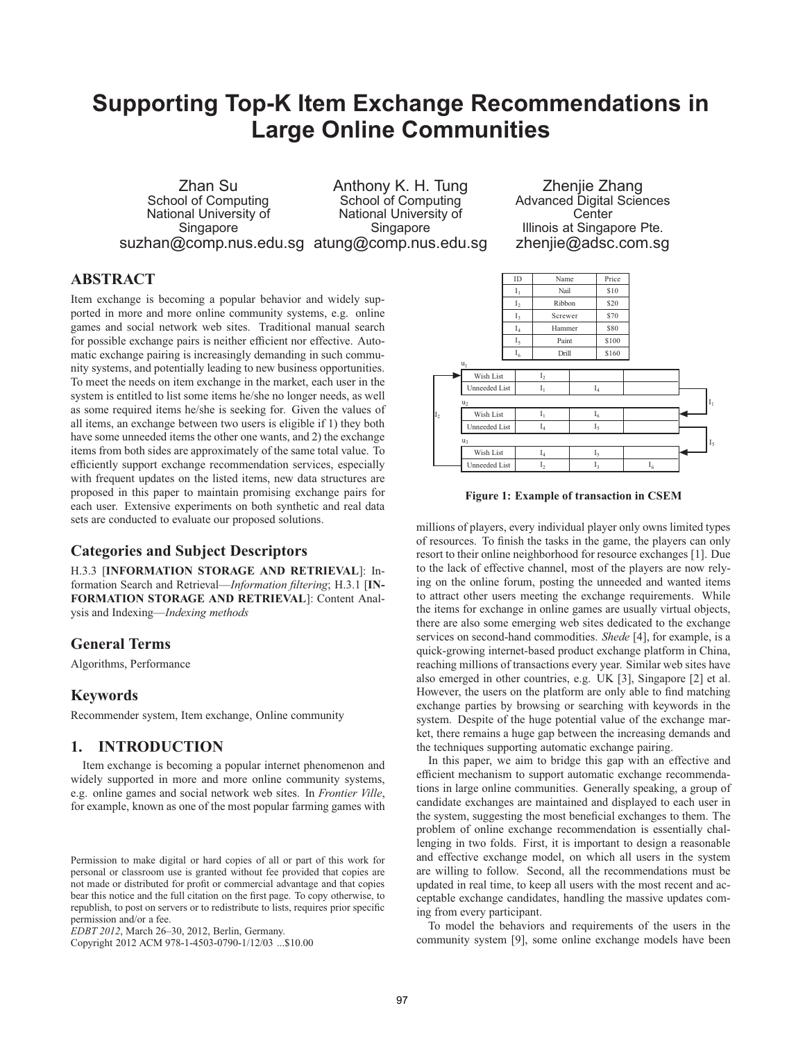# Supporting Top-K Item Exchange Recommendations in Large Online Communities

Zhan Su
School of Computing
National University of Singapore
suzhan@comp.nus.edu.sg

Anthony K. H. Tung
School of Computing
National University of Singapore
atung@comp.nus.edu.sg

Zhenjie Zhang
Advanced Digital Sciences Center
Illinois at Singapore Pte.
zhenjie@adsc.com.sg

## ABSTRACT

Item exchange is becoming a popular behavior and widely supported in more and more online community systems, e.g. online games and social network web sites. Traditional manual search for possible exchange pairs is neither efficient nor effective. Automatic exchange pairing is increasingly demanding in such community systems, and potentially leading to new business opportunities. To meet the needs on item exchange in the market, each user in the system is entitled to list some items he/she no longer needs, as well as some required items he/she is seeking for. Given the values of all items, an exchange between two users is eligible if 1) they both have some unneeded items the other one wants, and 2) the exchange items from both sides are approximately of the same total value. To efficiently support exchange recommendation services, especially with frequent updates on the listed items, new data structures are proposed in this paper to maintain promising exchange pairs for each user. Extensive experiments on both synthetic and real data sets are conducted to evaluate our proposed solutions.

## Categories and Subject Descriptors

H.3.3 [**INFORMATION STORAGE AND RETRIEVAL**]: Information Search and Retrieval—*Information filtering*; H.3.1 [**INFORMATION STORAGE AND RETRIEVAL**]: Content Analysis and Indexing—*Indexing methods*

## General Terms

Algorithms, Performance

## Keywords

Recommender system, Item exchange, Online community

## 1. INTRODUCTION

Item exchange is becoming a popular internet phenomenon and widely supported in more and more online community systems, e.g. online games and social network web sites. In *Frontier Ville*, for example, known as one of the most popular farming games with millions of players, every individual player only owns limited types of resources. To finish the tasks in the game, the players can only resort to their online neighborhood for resource exchanges [1]. Due to the lack of effective channel, most of the players are now relying on the online forum, posting the unneeded and wanted items to attract other users meeting the exchange requirements. While the items for exchange in online games are usually virtual objects, there are also some emerging web sites dedicated to the exchange services on second-hand commodities. *Shede* [4], for example, is a quick-growing internet-based product exchange platform in China, reaching millions of transactions every year. Similar web sites have also emerged in other countries, e.g. UK [3], Singapore [2] et al. However, the users on the platform are only able to find matching exchange parties by browsing or searching with keywords in the system. Despite of the huge potential value of the exchange market, there remains a huge gap between the increasing demands and the techniques supporting automatic exchange pairing.

| ID | Name | Price |
|---|---|---|
| $I_1$ | Nail | \$10 |
| $I_2$ | Ribbon | \$20 |
| $I_3$ | Screwer | \$70 |
| $I_4$ | Hammer | \$80 |
| $I_5$ | Paint | \$100 |
| $I_6$ | Drill | \$160 |

| User | List | | | |
|---|---|---|---|---|
| $u_1$ | Wish List | $I_2$ | | |
| | Unneeded List | $I_1$ | $I_4$ | |
| $u_2$ | Wish List | $I_1$ | $I_6$ | |
| | Unneeded List | $I_4$ | $I_5$ | |
| $u_3$ | Wish List | $I_4$ | $I_5$ | |
| | Unneeded List | $I_2$ | $I_3$ | $I_6$ |

(Arrows: $I_1$ from $u_1$ to $u_2$; $I_5$ from $u_2$ to $u_3$; $I_2$ from $u_3$ to $u_1$)

**Figure 1: Example of transaction in CSEM**

In this paper, we aim to bridge this gap with an effective and efficient mechanism to support automatic exchange recommendations in large online communities. Generally speaking, a group of candidate exchanges are maintained and displayed to each user in the system, suggesting the most beneficial exchanges to them. The problem of online exchange recommendation is essentially challenging in two folds. First, it is important to design a reasonable and effective exchange model, on which all users in the system are willing to follow. Second, all the recommendations must be updated in real time, to keep all users with the most recent and acceptable exchange candidates, handling the massive updates coming from every participant.

To model the behaviors and requirements of the users in the community system [9], some online exchange models have been

Permission to make digital or hard copies of all or part of this work for personal or classroom use is granted without fee provided that copies are not made or distributed for profit or commercial advantage and that copies bear this notice and the full citation on the first page. To copy otherwise, to republish, to post on servers or to redistribute to lists, requires prior specific permission and/or a fee.
*EDBT 2012*, March 26–30, 2012, Berlin, Germany.
Copyright 2012 ACM 978-1-4503-0790-1/12/03 ...\$10.00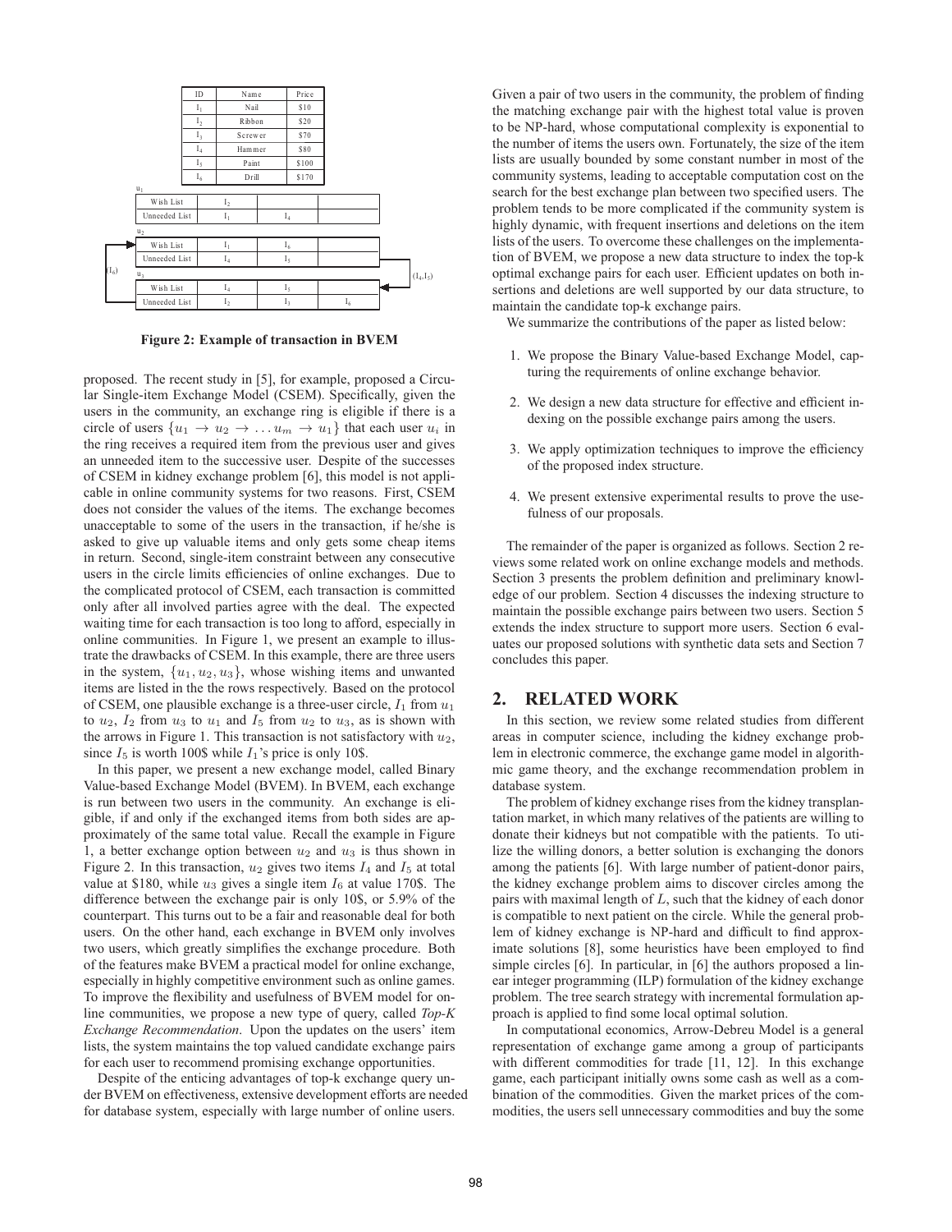| ID | Name | Price |
|---|---|---|
| $I_1$ | Nail | \$10 |
| $I_2$ | Ribbon | \$20 |
| $I_3$ | Screwer | \$70 |
| $I_4$ | Hammer | \$80 |
| $I_5$ | Paint | \$100 |
| $I_6$ | Drill | \$170 |

$u_1$

| | | | |
|---|---|---|---|
| Wish List | $I_2$ | | |
| Unneeded List | $I_1$ | $I_4$ | |

$u_2$

| | | | |
|---|---|---|---|
| Wish List | $I_1$ | $I_6$ | |
| Unneeded List | $I_4$ | $I_5$ | |

$u_3$

| | | | |
|---|---|---|---|
| Wish List | $I_4$ | $I_5$ | |
| Unneeded List | $I_2$ | $I_3$ | $I_6$ |

$(I_6)$

$(I_4, I_5)$

**Figure 2: Example of transaction in BVEM**

proposed. The recent study in [5], for example, proposed a Circular Single-item Exchange Model (CSEM). Specifically, given the users in the community, an exchange ring is eligible if there is a circle of users $\{u_1 \rightarrow u_2 \rightarrow \ldots u_m \rightarrow u_1\}$ that each user $u_i$ in the ring receives a required item from the previous user and gives an unneeded item to the successive user. Despite of the successes of CSEM in kidney exchange problem [6], this model is not applicable in online community systems for two reasons. First, CSEM does not consider the values of the items. The exchange becomes unacceptable to some of the users in the transaction, if he/she is asked to give up valuable items and only gets some cheap items in return. Second, single-item constraint between any consecutive users in the circle limits efficiencies of online exchanges. Due to the complicated protocol of CSEM, each transaction is committed only after all involved parties agree with the deal. The expected waiting time for each transaction is too long to afford, especially in online communities. In Figure 1, we present an example to illustrate the drawbacks of CSEM. In this example, there are three users in the system, $\{u_1, u_2, u_3\}$, whose wishing items and unwanted items are listed in the the rows respectively. Based on the protocol of CSEM, one plausible exchange is a three-user circle, $I_1$ from $u_1$ to $u_2$, $I_2$ from $u_3$ to $u_1$ and $I_5$ from $u_2$ to $u_3$, as is shown with the arrows in Figure 1. This transaction is not satisfactory with $u_2$, since $I_5$ is worth 100\$ while $I_1$'s price is only 10\$.

In this paper, we present a new exchange model, called Binary Value-based Exchange Model (BVEM). In BVEM, each exchange is run between two users in the community. An exchange is eligible, if and only if the exchanged items from both sides are approximately of the same total value. Recall the example in Figure 1, a better exchange option between $u_2$ and $u_3$ is thus shown in Figure 2. In this transaction, $u_2$ gives two items $I_4$ and $I_5$ at total value at \$180, while $u_3$ gives a single item $I_6$ at value 170\$. The difference between the exchange pair is only 10\$, or 5.9% of the counterpart. This turns out to be a fair and reasonable deal for both users. On the other hand, each exchange in BVEM only involves two users, which greatly simplifies the exchange procedure. Both of the features make BVEM a practical model for online exchange, especially in highly competitive environment such as online games. To improve the flexibility and usefulness of BVEM model for online communities, we propose a new type of query, called *Top-K Exchange Recommendation*. Upon the updates on the users' item lists, the system maintains the top valued candidate exchange pairs for each user to recommend promising exchange opportunities.

Despite of the enticing advantages of top-k exchange query under BVEM on effectiveness, extensive development efforts are needed for database system, especially with large number of online users.

Given a pair of two users in the community, the problem of finding the matching exchange pair with the highest total value is proven to be NP-hard, whose computational complexity is exponential to the number of items the users own. Fortunately, the size of the item lists are usually bounded by some constant number in most of the community systems, leading to acceptable computation cost on the search for the best exchange plan between two specified users. The problem tends to be more complicated if the community system is highly dynamic, with frequent insertions and deletions on the item lists of the users. To overcome these challenges on the implementation of BVEM, we propose a new data structure to index the top-k optimal exchange pairs for each user. Efficient updates on both insertions and deletions are well supported by our data structure, to maintain the candidate top-k exchange pairs.

We summarize the contributions of the paper as listed below:

1. We propose the Binary Value-based Exchange Model, capturing the requirements of online exchange behavior.
2. We design a new data structure for effective and efficient indexing on the possible exchange pairs among the users.
3. We apply optimization techniques to improve the efficiency of the proposed index structure.
4. We present extensive experimental results to prove the usefulness of our proposals.

The remainder of the paper is organized as follows. Section 2 reviews some related work on online exchange models and methods. Section 3 presents the problem definition and preliminary knowledge of our problem. Section 4 discusses the indexing structure to maintain the possible exchange pairs between two users. Section 5 extends the index structure to support more users. Section 6 evaluates our proposed solutions with synthetic data sets and Section 7 concludes this paper.

## 2. RELATED WORK

In this section, we review some related studies from different areas in computer science, including the kidney exchange problem in electronic commerce, the exchange game model in algorithmic game theory, and the exchange recommendation problem in database system.

The problem of kidney exchange rises from the kidney transplantation market, in which many relatives of the patients are willing to donate their kidneys but not compatible with the patients. To utilize the willing donors, a better solution is exchanging the donors among the patients [6]. With large number of patient-donor pairs, the kidney exchange problem aims to discover circles among the pairs with maximal length of $L$, such that the kidney of each donor is compatible to next patient on the circle. While the general problem of kidney exchange is NP-hard and difficult to find approximate solutions [8], some heuristics have been employed to find simple circles [6]. In particular, in [6] the authors proposed a linear integer programming (ILP) formulation of the kidney exchange problem. The tree search strategy with incremental formulation approach is applied to find some local optimal solution.

In computational economics, Arrow-Debreu Model is a general representation of exchange game among a group of participants with different commodities for trade [11, 12]. In this exchange game, each participant initially owns some cash as well as a combination of the commodities. Given the market prices of the commodities, the users sell unnecessary commodities and buy the some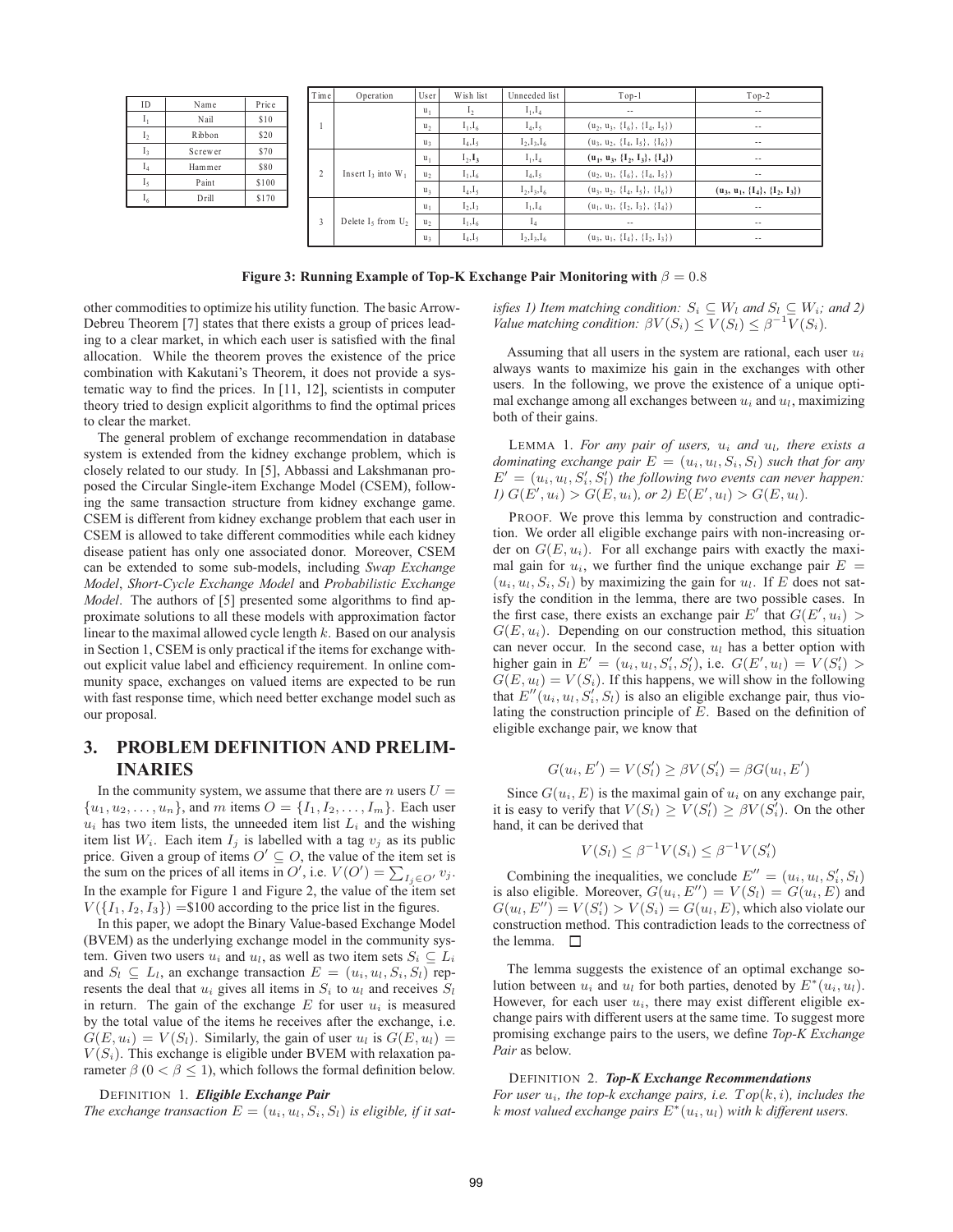| ID | Name | Price |
| --- | --- | --- |
| $I_1$ | Nail | \$10 |
| $I_2$ | Ribbon | \$20 |
| $I_3$ | Screwer | \$70 |
| $I_4$ | Hammer | \$80 |
| $I_5$ | Paint | \$100 |
| $I_6$ | Drill | \$170 |

| Time | Operation | User | Wish list | Unneeded list | Top-1 | Top-2 |
| --- | --- | --- | --- | --- | --- | --- |
| 1 | | $u_1$ | $I_2$ | $I_1, I_4$ | -- | -- |
| | | $u_2$ | $I_1, I_6$ | $I_4, I_5$ | $(u_2, u_3, \{I_6\}, \{I_4, I_5\})$ | -- |
| | | $u_3$ | $I_4, I_5$ | $I_2, I_3, I_6$ | $(u_3, u_2, \{I_4, I_5\}, \{I_6\})$ | -- |
| 2 | Insert $I_3$ into $W_1$ | $u_1$ | $I_2, \mathbf{I_3}$ | $I_1, I_4$ | $(\mathbf{u_1}, \mathbf{u_3}, \{\mathbf{I_2}, \mathbf{I_3}\}, \{\mathbf{I_4}\})$ | -- |
| | | $u_2$ | $I_1, I_6$ | $I_4, I_5$ | $(u_2, u_3, \{I_6\}, \{I_4, I_5\})$ | -- |
| | | $u_3$ | $I_4, I_5$ | $I_2, I_3, I_6$ | $(u_3, u_2, \{I_4, I_5\}, \{I_6\})$ | $(\mathbf{u_3}, \mathbf{u_1}, \{\mathbf{I_4}\}, \{\mathbf{I_2}, \mathbf{I_3}\})$ |
| 3 | Delete $I_5$ from $U_2$ | $u_1$ | $I_2, I_3$ | $I_1, I_4$ | $(u_1, u_3, \{I_2, I_3\}, \{I_4\})$ | -- |
| | | $u_2$ | $I_1, I_6$ | $I_4$ | -- | -- |
| | | $u_3$ | $I_4, I_5$ | $I_2, I_3, I_6$ | $(u_3, u_1, \{I_4\}, \{I_2, I_3\})$ | -- |

**Figure 3: Running Example of Top-K Exchange Pair Monitoring with $\beta = 0.8$**

other commodities to optimize his utility function. The basic Arrow-Debreu Theorem [7] states that there exists a group of prices leading to a clear market, in which each user is satisfied with the final allocation. While the theorem proves the existence of the price combination with Kakutani's Theorem, it does not provide a systematic way to find the prices. In [11, 12], scientists in computer theory tried to design explicit algorithms to find the optimal prices to clear the market.

The general problem of exchange recommendation in database system is extended from the kidney exchange problem, which is closely related to our study. In [5], Abbassi and Lakshmanan proposed the Circular Single-item Exchange Model (CSEM), following the same transaction structure from kidney exchange game. CSEM is different from kidney exchange problem that each user in CSEM is allowed to take different commodities while each kidney disease patient has only one associated donor. Moreover, CSEM can be extended to some sub-models, including *Swap Exchange Model*, *Short-Cycle Exchange Model* and *Probabilistic Exchange Model*. The authors of [5] presented some algorithms to find approximate solutions to all these models with approximation factor linear to the maximal allowed cycle length $k$. Based on our analysis in Section 1, CSEM is only practical if the items for exchange without explicit value label and efficiency requirement. In online community space, exchanges on valued items are expected to be run with fast response time, which need better exchange model such as our proposal.

# 3. PROBLEM DEFINITION AND PRELIMINARIES

In the community system, we assume that there are $n$ users $U = \{u_1, u_2, \ldots, u_n\}$, and $m$ items $O = \{I_1, I_2, \ldots, I_m\}$. Each user $u_i$ has two item lists, the unneeded item list $L_i$ and the wishing item list $W_i$. Each item $I_j$ is labelled with a tag $v_j$ as its public price. Given a group of items $O' \subseteq O$, the value of the item set is the sum on the prices of all items in $O'$, i.e. $V(O') = \sum_{I_j \in O'} v_j$. In the example for Figure 1 and Figure 2, the value of the item set $V(\{I_1, I_2, I_3\})$ =\$100 according to the price list in the figures.

In this paper, we adopt the Binary Value-based Exchange Model (BVEM) as the underlying exchange model in the community system. Given two users $u_i$ and $u_l$, as well as two item sets $S_i \subseteq L_i$ and $S_l \subseteq L_l$, an exchange transaction $E = (u_i, u_l, S_i, S_l)$ represents the deal that $u_i$ gives all items in $S_i$ to $u_l$ and receives $S_l$ in return. The gain of the exchange $E$ for user $u_i$ is measured by the total value of the items he receives after the exchange, i.e. $G(E, u_i) = V(S_l)$. Similarly, the gain of user $u_l$ is $G(E, u_l) = V(S_i)$. This exchange is eligible under BVEM with relaxation parameter $\beta$ ($0 < \beta \leq 1$), which follows the formal definition below.

DEFINITION 1. ***Eligible Exchange Pair***
*The exchange transaction $E = (u_i, u_l, S_i, S_l)$ is eligible, if it satisfies 1) Item matching condition: $S_i \subseteq W_l$ and $S_l \subseteq W_i$; and 2) Value matching condition: $\beta V(S_i) \leq V(S_l) \leq \beta^{-1} V(S_i)$.*

Assuming that all users in the system are rational, each user $u_i$ always wants to maximize his gain in the exchanges with other users. In the following, we prove the existence of a unique optimal exchange among all exchanges between $u_i$ and $u_l$, maximizing both of their gains.

LEMMA 1. *For any pair of users, $u_i$ and $u_l$, there exists a dominating exchange pair $E = (u_i, u_l, S_i, S_l)$ such that for any $E' = (u_i, u_l, S'_i, S'_l)$ the following two events can never happen: 1) $G(E', u_i) > G(E, u_i)$, or 2) $E(E', u_l) > G(E, u_l)$.*

PROOF. We prove this lemma by construction and contradiction. We order all eligible exchange pairs with non-increasing order on $G(E, u_i)$. For all exchange pairs with exactly the maximal gain for $u_i$, we further find the unique exchange pair $E = (u_i, u_l, S_i, S_l)$ by maximizing the gain for $u_l$. If $E$ does not satisfy the condition in the lemma, there are two possible cases. In the first case, there exists an exchange pair $E'$ that $G(E', u_i) > G(E, u_i)$. Depending on our construction method, this situation can never occur. In the second case, $u_l$ has a better option with higher gain in $E' = (u_i, u_l, S'_i, S'_l)$, i.e. $G(E', u_l) = V(S'_i) > G(E, u_l) = V(S_i)$. If this happens, we will show in the following that $E''(u_i, u_l, S'_i, S_l)$ is also an eligible exchange pair, thus violating the construction principle of $E$. Based on the definition of eligible exchange pair, we know that

$$G(u_i, E') = V(S'_l) \geq \beta V(S'_i) = \beta G(u_l, E')$$

Since $G(u_i, E)$ is the maximal gain of $u_i$ on any exchange pair, it is easy to verify that $V(S_l) \geq V(S'_l) \geq \beta V(S'_i)$. On the other hand, it can be derived that

$$V(S_l) \leq \beta^{-1} V(S_i) \leq \beta^{-1} V(S'_i)$$

Combining the inequalities, we conclude $E'' = (u_i, u_l, S'_i, S_l)$ is also eligible. Moreover, $G(u_i, E'') = V(S_l) = G(u_i, E)$ and $G(u_l, E'') = V(S'_i) > V(S_i) = G(u_l, E)$, which also violate our construction method. This contradiction leads to the correctness of the lemma. $\square$

The lemma suggests the existence of an optimal exchange solution between $u_i$ and $u_l$ for both parties, denoted by $E^*(u_i, u_l)$. However, for each user $u_i$, there may exist different eligible exchange pairs with different users at the same time. To suggest more promising exchange pairs to the users, we define *Top-K Exchange Pair* as below.

DEFINITION 2. ***Top-K Exchange Recommendations***
*For user $u_i$, the top-k exchange pairs, i.e. $Top(k, i)$, includes the $k$ most valued exchange pairs $E^*(u_i, u_l)$ with $k$ different users.*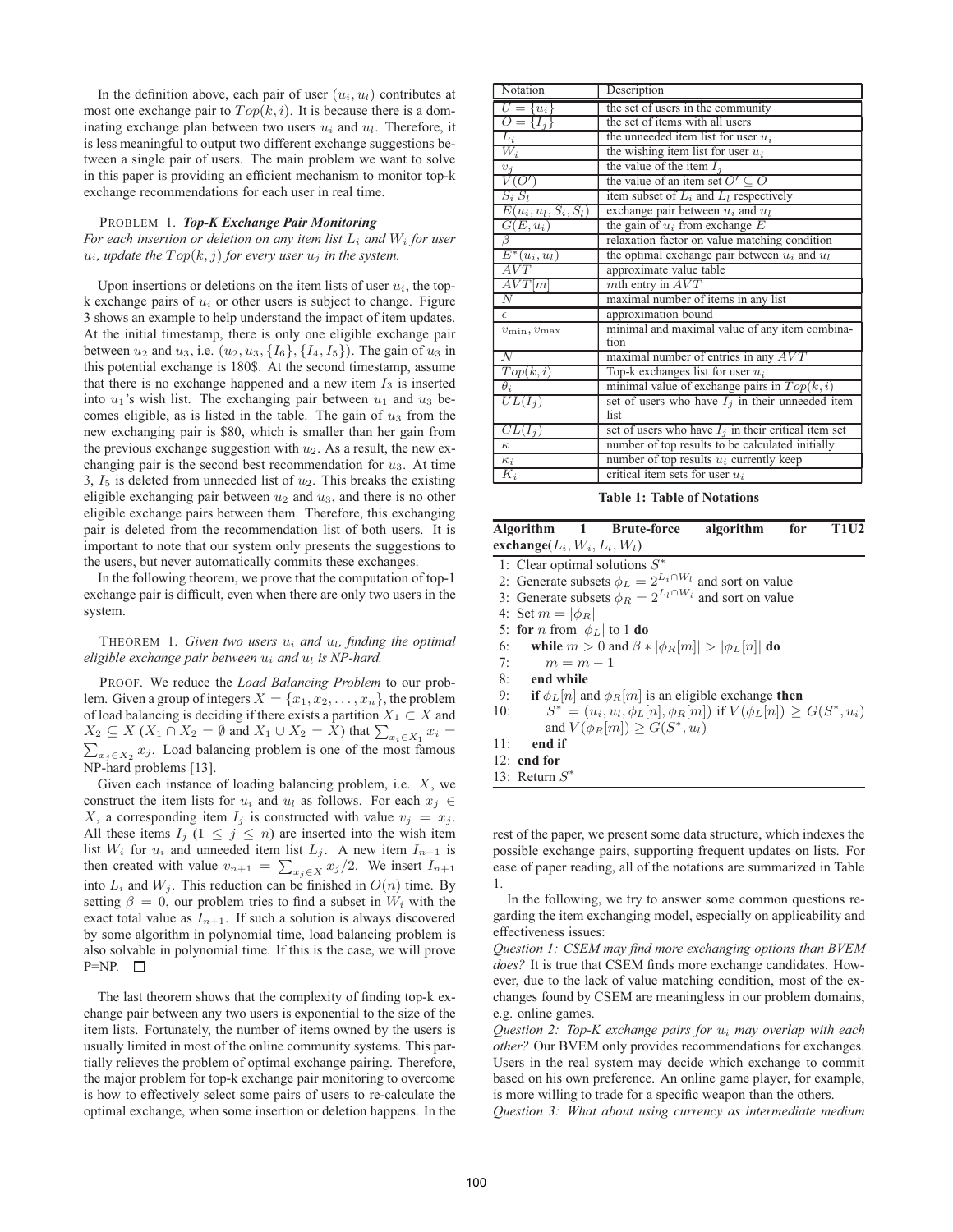In the definition above, each pair of user $(u_i, u_l)$ contributes at most one exchange pair to $Top(k, i)$. It is because there is a dominating exchange plan between two users $u_i$ and $u_l$. Therefore, it is less meaningful to output two different exchange suggestions between a single pair of users. The main problem we want to solve in this paper is providing an efficient mechanism to monitor top-k exchange recommendations for each user in real time.

PROBLEM 1. ***Top-K Exchange Pair Monitoring***
*For each insertion or deletion on any item list $L_i$ and $W_i$ for user $u_i$, update the $Top(k, j)$ for every user $u_j$ in the system.*

Upon insertions or deletions on the item lists of user $u_i$, the top-k exchange pairs of $u_i$ or other users is subject to change. Figure 3 shows an example to help understand the impact of item updates. At the initial timestamp, there is only one eligible exchange pair between $u_2$ and $u_3$, i.e. $(u_2, u_3, \{I_6\}, \{I_4, I_5\})$. The gain of $u_3$ in this potential exchange is 180\$. At the second timestamp, assume that there is no exchange happened and a new item $I_3$ is inserted into $u_1$'s wish list. The exchanging pair between $u_1$ and $u_3$ becomes eligible, as is listed in the table. The gain of $u_3$ from the new exchanging pair is \$80, which is smaller than her gain from the previous exchange suggestion with $u_2$. As a result, the new exchanging pair is the second best recommendation for $u_3$. At time 3, $I_5$ is deleted from unneeded list of $u_2$. This breaks the existing eligible exchanging pair between $u_2$ and $u_3$, and there is no other eligible exchange pairs between them. Therefore, this exchanging pair is deleted from the recommendation list of both users. It is important to note that our system only presents the suggestions to the users, but never automatically commits these exchanges.

In the following theorem, we prove that the computation of top-1 exchange pair is difficult, even when there are only two users in the system.

THEOREM 1. *Given two users $u_i$ and $u_l$, finding the optimal eligible exchange pair between $u_i$ and $u_l$ is NP-hard.*

PROOF. We reduce the *Load Balancing Problem* to our problem. Given a group of integers $X = \{x_1, x_2, \ldots, x_n\}$, the problem of load balancing is deciding if there exists a partition $X_1 \subset X$ and $X_2 \subseteq X$ ($X_1 \cap X_2 = \emptyset$ and $X_1 \cup X_2 = X$) that $\sum_{x_i \in X_1} x_i = \sum_{x_j \in X_2} x_j$. Load balancing problem is one of the most famous NP-hard problems [13].

Given each instance of loading balancing problem, i.e. $X$, we construct the item lists for $u_i$ and $u_l$ as follows. For each $x_j \in X$, a corresponding item $I_j$ is constructed with value $v_j = x_j$. All these items $I_j$ ($1 \leq j \leq n$) are inserted into the wish item list $W_i$ for $u_i$ and unneeded item list $L_j$. A new item $I_{n+1}$ is then created with value $v_{n+1} = \sum_{x_j \in X} x_j / 2$. We insert $I_{n+1}$ into $L_i$ and $W_j$. This reduction can be finished in $O(n)$ time. By setting $\beta = 0$, our problem tries to find a subset in $W_i$ with the exact total value as $I_{n+1}$. If such a solution is always discovered by some algorithm in polynomial time, load balancing problem is also solvable in polynomial time. If this is the case, we will prove P=NP. □

The last theorem shows that the complexity of finding top-k exchange pair between any two users is exponential to the size of the item lists. Fortunately, the number of items owned by the users is usually limited in most of the online community systems. This partially relieves the problem of optimal exchange pairing. Therefore, the major problem for top-k exchange pair monitoring to overcome is how to effectively select some pairs of users to re-calculate the optimal exchange, when some insertion or deletion happens. In the rest of the paper, we present some data structure, which indexes the possible exchange pairs, supporting frequent updates on lists. For ease of paper reading, all of the notations are summarized in Table 1.

In the following, we try to answer some common questions regarding the item exchanging model, especially on applicability and effectiveness issues:

*Question 1: CSEM may find more exchanging options than BVEM does?* It is true that CSEM finds more exchange candidates. However, due to the lack of value matching condition, most of the exchanges found by CSEM are meaningless in our problem domains, e.g. online games.

*Question 2: Top-K exchange pairs for $u_i$ may overlap with each other?* Our BVEM only provides recommendations for exchanges. Users in the real system may decide which exchange to commit based on his own preference. An online game player, for example, is more willing to trade for a specific weapon than the others.

*Question 3: What about using currency as intermediate medium*

| Notation | Description |
|---|---|
| $U = \{u_i\}$ | the set of users in the community |
| $O = \{I_j\}$ | the set of items with all users |
| $L_i$ | the unneeded item list for user $u_i$ |
| $W_i$ | the wishing item list for user $u_i$ |
| $v_j$ | the value of the item $I_j$ |
| $V(O')$ | the value of an item set $O' \subseteq O$ |
| $S_i$ $S_l$ | item subset of $L_i$ and $L_l$ respectively |
| $E(u_i, u_l, S_i, S_l)$ | exchange pair between $u_i$ and $u_l$ |
| $G(E, u_i)$ | the gain of $u_i$ from exchange $E$ |
| $\beta$ | relaxation factor on value matching condition |
| $E^*(u_i, u_l)$ | the optimal exchange pair between $u_i$ and $u_l$ |
| $AVT$ | approximate value table |
| $AVT[m]$ | $m$th entry in $AVT$ |
| $N$ | maximal number of items in any list |
| $\epsilon$ | approximation bound |
| $v_{\min}, v_{\max}$ | minimal and maximal value of any item combination |
| $\mathcal{N}$ | maximal number of entries in any $AVT$ |
| $Top(k, i)$ | Top-k exchanges list for user $u_i$ |
| $\theta_i$ | minimal value of exchange pairs in $Top(k, i)$ |
| $UL(I_j)$ | set of users who have $I_j$ in their unneeded item list |
| $CL(I_j)$ | set of users who have $I_j$ in their critical item set |
| $\kappa$ | number of top results to be calculated initially |
| $\kappa_i$ | number of top results $u_i$ currently keep |
| $K_i$ | critical item sets for user $u_i$ |

**Table 1: Table of Notations**

**Algorithm 1 Brute-force algorithm for T1U2 exchange**$(L_i, W_i, L_l, W_l)$

```
1: Clear optimal solutions S*
2: Generate subsets φ_L = 2^{L_i ∩ W_l} and sort on value
3: Generate subsets φ_R = 2^{L_l ∩ W_i} and sort on value
4: Set m = |φ_R|
5: for n from |φ_L| to 1 do
6:     while m > 0 and β * |φ_R[m]| > |φ_L[n]| do
7:         m = m − 1
8:     end while
9:     if φ_L[n] and φ_R[m] is an eligible exchange then
10:        S* = (u_i, u_l, φ_L[n], φ_R[m]) if V(φ_L[n]) ≥ G(S*, u_i)
           and V(φ_R[m]) ≥ G(S*, u_l)
11:    end if
12: end for
13: Return S*
```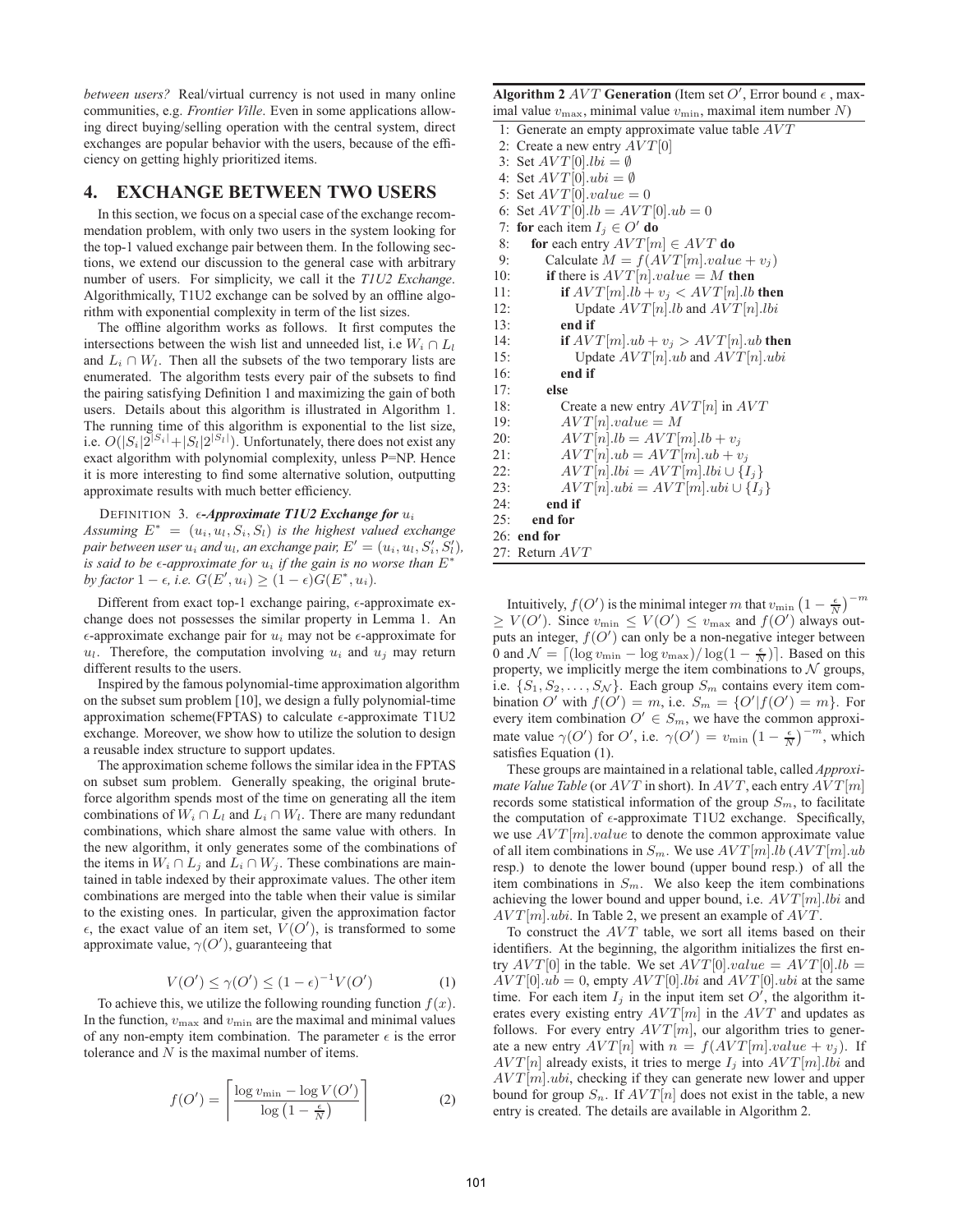*between users?* Real/virtual currency is not used in many online communities, e.g. *Frontier Ville*. Even in some applications allowing direct buying/selling operation with the central system, direct exchanges are popular behavior with the users, because of the efficiency on getting highly prioritized items.

## 4. EXCHANGE BETWEEN TWO USERS

In this section, we focus on a special case of the exchange recommendation problem, with only two users in the system looking for the top-1 valued exchange pair between them. In the following sections, we extend our discussion to the general case with arbitrary number of users. For simplicity, we call it the *T1U2 Exchange*. Algorithmically, T1U2 exchange can be solved by an offline algorithm with exponential complexity in term of the list sizes.

The offline algorithm works as follows. It first computes the intersections between the wish list and unneeded list, i.e $W_i \cap L_l$ and $L_i \cap W_l$. Then all the subsets of the two temporary lists are enumerated. The algorithm tests every pair of the subsets to find the pairing satisfying Definition 1 and maximizing the gain of both users. Details about this algorithm is illustrated in Algorithm 1. The running time of this algorithm is exponential to the list size, i.e. $O(|S_i|2^{|S_i|} + |S_l|2^{|S_l|})$. Unfortunately, there does not exist any exact algorithm with polynomial complexity, unless P=NP. Hence it is more interesting to find some alternative solution, outputting approximate results with much better efficiency.

DEFINITION 3. ***$\epsilon$-Approximate T1U2 Exchange for $u_i$*** *Assuming $E^* = (u_i, u_l, S_i, S_l)$ is the highest valued exchange pair between user $u_i$ and $u_l$, an exchange pair, $E' = (u_i, u_l, S'_i, S'_l)$, is said to be $\epsilon$-approximate for $u_i$ if the gain is no worse than $E^*$ by factor $1 - \epsilon$, i.e. $G(E', u_i) \geq (1 - \epsilon)G(E^*, u_i)$.*

Different from exact top-1 exchange pairing, $\epsilon$-approximate exchange does not possesses the similar property in Lemma 1. An $\epsilon$-approximate exchange pair for $u_i$ may not be $\epsilon$-approximate for $u_l$. Therefore, the computation involving $u_i$ and $u_j$ may return different results to the users.

Inspired by the famous polynomial-time approximation algorithm on the subset sum problem [10], we design a fully polynomial-time approximation scheme(FPTAS) to calculate $\epsilon$-approximate T1U2 exchange. Moreover, we show how to utilize the solution to design a reusable index structure to support updates.

The approximation scheme follows the similar idea in the FPTAS on subset sum problem. Generally speaking, the original brute-force algorithm spends most of the time on generating all the item combinations of $W_i \cap L_l$ and $L_i \cap W_l$. There are many redundant combinations, which share almost the same value with others. In the new algorithm, it only generates some of the combinations of the items in $W_i \cap L_j$ and $L_i \cap W_j$. These combinations are maintained in table indexed by their approximate values. The other item combinations are merged into the table when their value is similar to the existing ones. In particular, given the approximation factor $\epsilon$, the exact value of an item set, $V(O')$, is transformed to some approximate value, $\gamma(O')$, guaranteeing that

$$V(O') \leq \gamma(O') \leq (1 - \epsilon)^{-1} V(O') \tag{1}$$

To achieve this, we utilize the following rounding function $f(x)$. In the function, $v_{\max}$ and $v_{\min}$ are the maximal and minimal values of any non-empty item combination. The parameter $\epsilon$ is the error tolerance and $N$ is the maximal number of items.

$$f(O') = \left\lceil \frac{\log v_{\min} - \log V(O')}{\log\left(1 - \frac{\epsilon}{N}\right)} \right\rceil \tag{2}$$

**Algorithm 2** $AVT$ **Generation** (Item set $O'$, Error bound $\epsilon$ , maximal value $v_{\max}$, minimal value $v_{\min}$, maximal item number $N$)

```
1: Generate an empty approximate value table AVT
2: Create a new entry AVT[0]
3: Set AVT[0].lbi = ∅
4: Set AVT[0].ubi = ∅
5: Set AVT[0].value = 0
6: Set AVT[0].lb = AVT[0].ub = 0
7: for each item I_j ∈ O' do
8:     for each entry AVT[m] ∈ AVT do
9:         Calculate M = f(AVT[m].value + v_j)
10:        if there is AVT[n].value = M then
11:            if AVT[m].lb + v_j < AVT[n].lb then
12:                Update AVT[n].lb and AVT[n].lbi
13:            end if
14:            if AVT[m].ub + v_j > AVT[n].ub then
15:                Update AVT[n].ub and AVT[n].ubi
16:            end if
17:        else
18:            Create a new entry AVT[n] in AVT
19:            AVT[n].value = M
20:            AVT[n].lb = AVT[m].lb + v_j
21:            AVT[n].ub = AVT[m].ub + v_j
22:            AVT[n].lbi = AVT[m].lbi ∪ {I_j}
23:            AVT[n].ubi = AVT[m].ubi ∪ {I_j}
24:        end if
25:    end for
26: end for
27: Return AVT
```

Intuitively, $f(O')$ is the minimal integer $m$ that $v_{\min}\left(1 - \frac{\epsilon}{N}\right)^{-m} \geq V(O')$. Since $v_{\min} \leq V(O') \leq v_{\max}$ and $f(O')$ always outputs an integer, $f(O')$ can only be a non-negative integer between 0 and $\mathcal{N} = \lceil (\log v_{\min} - \log v_{\max}) / \log(1 - \frac{\epsilon}{N}) \rceil$. Based on this property, we implicitly merge the item combinations to $\mathcal{N}$ groups, i.e. $\{S_1, S_2, \ldots, S_{\mathcal{N}}\}$. Each group $S_m$ contains every item combination $O'$ with $f(O') = m$, i.e. $S_m = \{O' | f(O') = m\}$. For every item combination $O' \in S_m$, we have the common approximate value $\gamma(O')$ for $O'$, i.e. $\gamma(O') = v_{\min}\left(1 - \frac{\epsilon}{N}\right)^{-m}$, which satisfies Equation (1).

These groups are maintained in a relational table, called *Approximate Value Table* (or $AVT$ in short). In $AVT$, each entry $AVT[m]$ records some statistical information of the group $S_m$, to facilitate the computation of $\epsilon$-approximate T1U2 exchange. Specifically, we use $AVT[m].value$ to denote the common approximate value of all item combinations in $S_m$. We use $AVT[m].lb$ ($AVT[m].ub$ resp.) to denote the lower bound (upper bound resp.) of all the item combinations in $S_m$. We also keep the item combinations achieving the lower bound and upper bound, i.e. $AVT[m].lbi$ and $AVT[m].ubi$. In Table 2, we present an example of $AVT$.

To construct the $AVT$ table, we sort all items based on their identifiers. At the beginning, the algorithm initializes the first entry $AVT[0]$ in the table. We set $AVT[0].value = AVT[0].lb = AVT[0].ub = 0$, empty $AVT[0].lbi$ and $AVT[0].ubi$ at the same time. For each item $I_j$ in the input item set $O'$, the algorithm iterates every existing entry $AVT[m]$ in the $AVT$ and updates as follows. For every entry $AVT[m]$, our algorithm tries to generate a new entry $AVT[n]$ with $n = f(AVT[m].value + v_j)$. If $AVT[n]$ already exists, it tries to merge $I_j$ into $AVT[m].lbi$ and $AVT[m].ubi$, checking if they can generate new lower and upper bound for group $S_n$. If $AVT[n]$ does not exist in the table, a new entry is created. The details are available in Algorithm 2.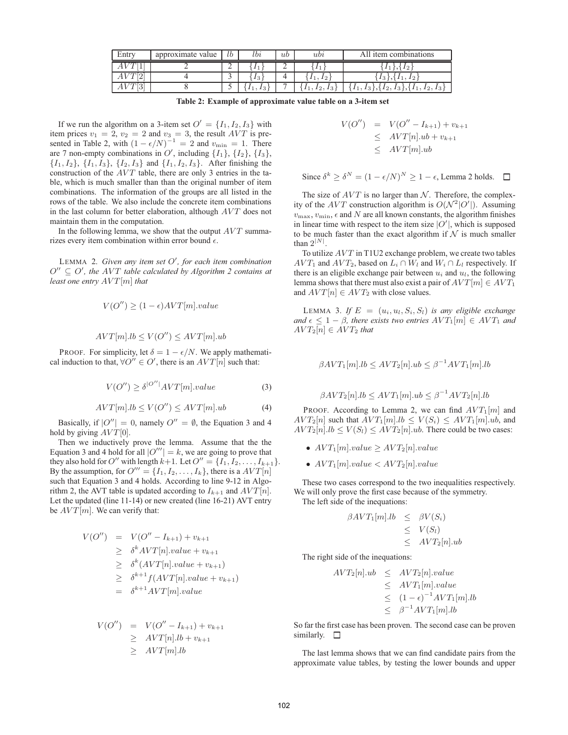| Entry | approximate value | $lb$ | $lbi$ | $ub$ | $ubi$ | All item combinations |
| --- | --- | --- | --- | --- | --- | --- |
| $AVT[1]$ | 2 | 2 | $\{I_1\}$ | 2 | $\{I_1\}$ | $\{I_1\}$,$\{I_2\}$ |
| $AVT[2]$ | 4 | 3 | $\{I_3\}$ | 4 | $\{I_1, I_2\}$ | $\{I_3\}$,$\{I_1, I_2\}$ |
| $AVT[3]$ | 8 | 5 | $\{I_1, I_3\}$ | 7 | $\{I_1, I_2, I_3\}$ | $\{I_1, I_3\}$,$\{I_2, I_3\}$,$\{I_1, I_2, I_3\}$ |

**Table 2: Example of approximate value table on a 3-item set**

If we run the algorithm on a 3-item set $O' = \{I_1, I_2, I_3\}$ with item prices $v_1 = 2$, $v_2 = 2$ and $v_3 = 3$, the result $AVT$ is presented in Table 2, with $(1 - \epsilon/N)^{-1} = 2$ and $v_{\min} = 1$. There are 7 non-empty combinations in $O'$, including $\{I_1\}$, $\{I_2\}$, $\{I_3\}$, $\{I_1, I_2\}$, $\{I_1, I_3\}$, $\{I_2, I_3\}$ and $\{I_1, I_2, I_3\}$. After finishing the construction of the $AVT$ table, there are only 3 entries in the table, which is much smaller than than the original number of item combinations. The information of the groups are all listed in the rows of the table. We also include the concrete item combinations in the last column for better elaboration, although $AVT$ does not maintain them in the computation.

In the following lemma, we show that the output $AVT$ summarizes every item combination within error bound $\epsilon$.

LEMMA 2. *Given any item set $O'$, for each item combination $O'' \subseteq O'$, the $AVT$ table calculated by Algorithm 2 contains at least one entry $AVT[m]$ that*

$$V(O'') \geq (1 - \epsilon) AVT[m].value$$

$$AVT[m].lb \leq V(O'') \leq AVT[m].ub$$

PROOF. For simplicity, let $\delta = 1 - \epsilon/N$. We apply mathematical induction to that, $\forall O'' \in O'$, there is an $AVT[n]$ such that:

$$V(O'') \geq \delta^{|O''|} AVT[m].value \quad (3)$$

$$AVT[m].lb \leq V(O'') \leq AVT[m].ub \quad (4)$$

Basically, if $|O''| = 0$, namely $O'' = \emptyset$, the Equation 3 and 4 hold by giving $AVT[0]$.

Then we inductively prove the lemma. Assume that the the Equation 3 and 4 hold for all $|O'''| = k$, we are going to prove that they also hold for $O''$ with length $k+1$. Let $O'' = \{I_1, I_2, \ldots, I_{k+1}\}$. By the assumption, for $O''' = \{I_1, I_2, \ldots, I_k\}$, there is a $AVT[n]$ such that Equation 3 and 4 holds. According to line 9-12 in Algorithm 2, the AVT table is updated according to $I_{k+1}$ and $AVT[n]$. Let the updated (line 11-14) or new created (line 16-21) AVT entry be $AVT[m]$. We can verify that:

$$\begin{aligned} V(O'') &= V(O'' - I_{k+1}) + v_{k+1} \\ &\geq \delta^k AVT[n].value + v_{k+1} \\ &\geq \delta^k (AVT[n].value + v_{k+1}) \\ &\geq \delta^{k+1} f(AVT[n].value + v_{k+1}) \\ &= \delta^{k+1} AVT[m].value \end{aligned}$$

$$\begin{aligned} V(O'') &= V(O'' - I_{k+1}) + v_{k+1} \\ &\geq AVT[n].lb + v_{k+1} \\ &\geq AVT[m].lb \end{aligned}$$

$$\begin{aligned} V(O'') &= V(O'' - I_{k+1}) + v_{k+1} \\ &\leq AVT[n].ub + v_{k+1} \\ &\leq AVT[m].ub \end{aligned}$$

Since $\delta^k \geq \delta^N = (1 - \epsilon/N)^N \geq 1 - \epsilon$, Lemma 2 holds. $\square$

The size of $AVT$ is no larger than $\mathcal{N}$. Therefore, the complexity of the $AVT$ construction algorithm is $O(\mathcal{N}^2 |O'|)$. Assuming $v_{\max}$, $v_{\min}$, $\epsilon$ and $N$ are all known constants, the algorithm finishes in linear time with respect to the item size $|O'|$, which is supposed to be much faster than the exact algorithm if $\mathcal{N}$ is much smaller than $2^{|N|}$.

To utilize $AVT$ in T1U2 exchange problem, we create two tables $AVT_1$ and $AVT_2$, based on $L_i \cap W_l$ and $W_i \cap L_l$ respectively. If there is an eligible exchange pair between $u_i$ and $u_l$, the following lemma shows that there must also exist a pair of $AVT[m] \in AVT_1$ and $AVT[n] \in AVT_2$ with close values.

LEMMA 3. *If $E = (u_i, u_l, S_i, S_l)$ is any eligible exchange and $\epsilon \leq 1 - \beta$, there exists two entries $AVT_1[m] \in AVT_1$ and $AVT_2[n] \in AVT_2$ that*

$$\beta AVT_1[m].lb \leq AVT_2[n].ub \leq \beta^{-1} AVT_1[m].lb$$

$$\beta AVT_2[n].lb \leq AVT_1[m].ub \leq \beta^{-1} AVT_2[n].lb$$

PROOF. According to Lemma 2, we can find $AVT_1[m]$ and $AVT_2[n]$ such that $AVT_1[m].lb \leq V(S_i) \leq AVT_1[m].ub$, and $AVT_2[n].lb \leq V(S_l) \leq AVT_2[n].ub$. There could be two cases:

- $AVT_1[m].value \geq AVT_2[n].value$
- $AVT_1[m].value < AVT_2[n].value$

These two cases correspond to the two inequalities respectively. We will only prove the first case because of the symmetry.

The left side of the inequations:

$$\begin{aligned} \beta AVT_1[m].lb &\leq \beta V(S_i) \\ &\leq V(S_l) \\ &\leq AVT_2[n].ub \end{aligned}$$

The right side of the inequations:

$$\begin{aligned} AVT_2[n].ub &\leq AVT_2[n].value \\ &\leq AVT_1[m].value \\ &\leq (1 - \epsilon)^{-1} AVT_1[m].lb \\ &\leq \beta^{-1} AVT_1[m].lb \end{aligned}$$

So far the first case has been proven. The second case can be proven similarly. $\square$

The last lemma shows that we can find candidate pairs from the approximate value tables, by testing the lower bounds and upper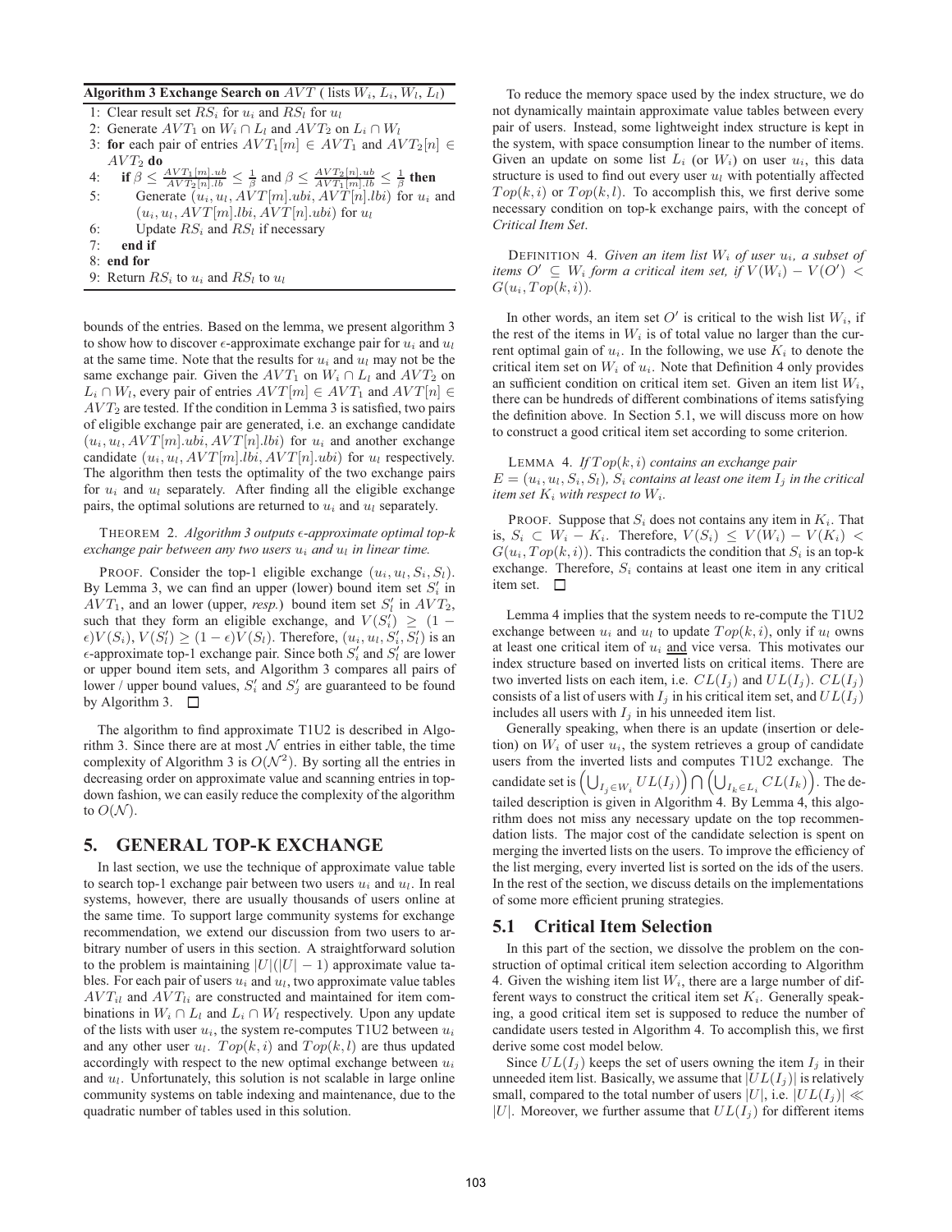**Algorithm 3 Exchange Search on** $AVT$ ( lists $W_i, L_i, W_l, L_l$)

```
1: Clear result set RS_i for u_i and RS_l for u_l
2: Generate AVT_1 on W_i ∩ L_l and AVT_2 on L_i ∩ W_l
3: for each pair of entries AVT_1[m] ∈ AVT_1 and AVT_2[n] ∈ AVT_2 do
4:    if β ≤ AVT_1[m].ub / AVT_2[n].lb ≤ 1/β and β ≤ AVT_2[n].ub / AVT_1[m].lb ≤ 1/β then
5:       Generate (u_i, u_l, AVT[m].ubi, AVT[n].lbi) for u_i and (u_i, u_l, AVT[m].lbi, AVT[n].ubi) for u_l
6:       Update RS_i and RS_l if necessary
7:    end if
8: end for
9: Return RS_i to u_i and RS_l to u_l
```

bounds of the entries. Based on the lemma, we present algorithm 3 to show how to discover $\epsilon$-approximate exchange pair for $u_i$ and $u_l$ at the same time. Note that the results for $u_i$ and $u_l$ may not be the same exchange pair. Given the $AVT_1$ on $W_i \cap L_l$ and $AVT_2$ on $L_i \cap W_l$, every pair of entries $AVT[m] \in AVT_1$ and $AVT[n] \in AVT_2$ are tested. If the condition in Lemma 3 is satisfied, two pairs of eligible exchange pair are generated, i.e. an exchange candidate $(u_i, u_l, AVT[m].ubi, AVT[n].lbi)$ for $u_i$ and another exchange candidate $(u_i, u_l, AVT[m].lbi, AVT[n].ubi)$ for $u_l$ respectively. The algorithm then tests the optimality of the two exchange pairs for $u_i$ and $u_l$ separately. After finding all the eligible exchange pairs, the optimal solutions are returned to $u_i$ and $u_l$ separately.

THEOREM 2. *Algorithm 3 outputs $\epsilon$-approximate optimal top-k exchange pair between any two users $u_i$ and $u_l$ in linear time.*

PROOF. Consider the top-1 eligible exchange $(u_i, u_l, S_i, S_l)$. By Lemma 3, we can find an upper (lower) bound item set $S'_i$ in $AVT_1$, and an lower (upper, *resp.*) bound item set $S'_l$ in $AVT_2$, such that they form an eligible exchange, and $V(S'_i) \geq (1-\epsilon)V(S_i)$, $V(S'_l) \geq (1-\epsilon)V(S_l)$. Therefore, $(u_i, u_l, S'_i, S'_l)$ is an $\epsilon$-approximate top-1 exchange pair. Since both $S'_i$ and $S'_l$ are lower or upper bound item sets, and Algorithm 3 compares all pairs of lower / upper bound values, $S'_i$ and $S'_j$ are guaranteed to be found by Algorithm 3. □

The algorithm to find approximate T1U2 is described in Algorithm 3. Since there are at most $\mathcal{N}$ entries in either table, the time complexity of Algorithm 3 is $O(\mathcal{N}^2)$. By sorting all the entries in decreasing order on approximate value and scanning entries in top-down fashion, we can easily reduce the complexity of the algorithm to $O(\mathcal{N})$.

## 5. GENERAL TOP-K EXCHANGE

In last section, we use the technique of approximate value table to search top-1 exchange pair between two users $u_i$ and $u_l$. In real systems, however, there are usually thousands of users online at the same time. To support large community systems for exchange recommendation, we extend our discussion from two users to arbitrary number of users in this section. A straightforward solution to the problem is maintaining $|U|(|U|-1)$ approximate value tables. For each pair of users $u_i$ and $u_l$, two approximate value tables $AVT_{il}$ and $AVT_{li}$ are constructed and maintained for item combinations in $W_i \cap L_l$ and $L_i \cap W_l$ respectively. Upon any update of the lists with user $u_i$, the system re-computes T1U2 between $u_i$ and any other user $u_l$. $Top(k,i)$ and $Top(k,l)$ are thus updated accordingly with respect to the new optimal exchange between $u_i$ and $u_l$. Unfortunately, this solution is not scalable in large online community systems on table indexing and maintenance, due to the quadratic number of tables used in this solution.

To reduce the memory space used by the index structure, we do not dynamically maintain approximate value tables between every pair of users. Instead, some lightweight index structure is kept in the system, with space consumption linear to the number of items. Given an update on some list $L_i$ (or $W_i$) on user $u_i$, this data structure is used to find out every user $u_l$ with potentially affected $Top(k,i)$ or $Top(k,l)$. To accomplish this, we first derive some necessary condition on top-k exchange pairs, with the concept of *Critical Item Set*.

DEFINITION 4. *Given an item list $W_i$ of user $u_i$, a subset of items $O' \subseteq W_i$ form a critical item set, if $V(W_i) - V(O') < G(u_i, Top(k,i))$.*

In other words, an item set $O'$ is critical to the wish list $W_i$, if the rest of the items in $W_i$ is of total value no larger than the current optimal gain of $u_i$. In the following, we use $K_i$ to denote the critical item set on $W_i$ of $u_i$. Note that Definition 4 only provides an sufficient condition on critical item set. Given an item list $W_i$, there can be hundreds of different combinations of items satisfying the definition above. In Section 5.1, we will discuss more on how to construct a good critical item set according to some criterion.

LEMMA 4. *If $Top(k,i)$ contains an exchange pair $E = (u_i, u_l, S_i, S_l)$, $S_i$ contains at least one item $I_j$ in the critical item set $K_i$ with respect to $W_i$.*

PROOF. Suppose that $S_i$ does not contains any item in $K_i$. That is, $S_i \subset W_i - K_i$. Therefore, $V(S_i) \leq V(W_i) - V(K_i) < G(u_i, Top(k,i))$. This contradicts the condition that $S_i$ is an top-k exchange. Therefore, $S_i$ contains at least one item in any critical item set. □

Lemma 4 implies that the system needs to re-compute the T1U2 exchange between $u_i$ and $u_l$ to update $Top(k,i)$, only if $u_l$ owns at least one critical item of $u_i$ and vice versa. This motivates our index structure based on inverted lists on critical items. There are two inverted lists on each item, i.e. $CL(I_j)$ and $UL(I_j)$. $CL(I_j)$ consists of a list of users with $I_j$ in his critical item set, and $UL(I_j)$ includes all users with $I_j$ in his unneeded item list.

Generally speaking, when there is an update (insertion or deletion) on $W_i$ of user $u_i$, the system retrieves a group of candidate users from the inverted lists and computes T1U2 exchange. The candidate set is $\left(\bigcup_{I_j \in W_i} UL(I_j)\right) \bigcap \left(\bigcup_{I_k \in L_i} CL(I_k)\right)$. The detailed description is given in Algorithm 4. By Lemma 4, this algorithm does not miss any necessary update on the top recommendation lists. The major cost of the candidate selection is spent on merging the inverted lists on the users. To improve the efficiency of the list merging, every inverted list is sorted on the ids of the users. In the rest of the section, we discuss details on the implementations of some more efficient pruning strategies.

### 5.1 Critical Item Selection

In this part of the section, we dissolve the problem on the construction of optimal critical item selection according to Algorithm 4. Given the wishing item list $W_i$, there are a large number of different ways to construct the critical item set $K_i$. Generally speaking, a good critical item set is supposed to reduce the number of candidate users tested in Algorithm 4. To accomplish this, we first derive some cost model below.

Since $UL(I_j)$ keeps the set of users owning the item $I_j$ in their unneeded item list. Basically, we assume that $|UL(I_j)|$ is relatively small, compared to the total number of users $|U|$, i.e. $|UL(I_j)| \ll |U|$. Moreover, we further assume that $UL(I_j)$ for different items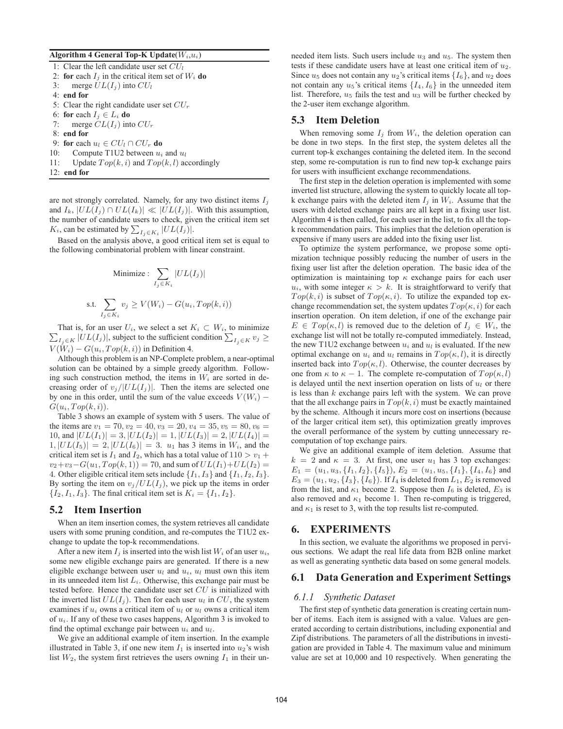**Algorithm 4 General Top-K Update($W_i$,$u_i$)**

```
1: Clear the left candidate user set CU_l
2: for each I_j in the critical item set of W_i do
3:    merge UL(I_j) into CU_l
4: end for
5: Clear the right candidate user set CU_r
6: for each I_j ∈ L_i do
7:    merge CL(I_j) into CU_r
8: end for
9: for each u_l ∈ CU_l ∩ CU_r do
10:    Compute T1U2 between u_i and u_l
11:    Update Top(k, i) and Top(k, l) accordingly
12: end for
```

are not strongly correlated. Namely, for any two distinct items $I_j$ and $I_k$, $|UL(I_j) \cap UL(I_k)| \ll |UL(I_j)|$. With this assumption, the number of candidate users to check, given the critical item set $K_i$, can be estimated by $\sum_{I_j \in K_i} |UL(I_j)|$.

Based on the analysis above, a good critical item set is equal to the following combinatorial problem with linear constraint.

$$\text{Minimize}: \sum_{I_j \in K_i} |UL(I_j)|$$

$$\text{s.t.} \sum_{I_j \in K_i} v_j \geq V(W_i) - G(u_i, Top(k, i))$$

That is, for an user $U_i$, we select a set $K_i \subset W_i$, to minimize $\sum_{I_j \in K} |UL(I_j)|$, subject to the sufficient condition $\sum_{I_j \in K} v_j \geq V(W_i) - G(u_i, Top(k, i))$ in Definition 4.

Although this problem is an NP-Complete problem, a near-optimal solution can be obtained by a simple greedy algorithm. Following such construction method, the items in $W_i$ are sorted in decreasing order of $v_j/|UL(I_j)|$. Then the items are selected one by one in this order, until the sum of the value exceeds $V(W_i) - G(u_i, Top(k, i))$.

Table 3 shows an example of system with 5 users. The value of the items are $v_1 = 70, v_2 = 40, v_3 = 20, v_4 = 35, v_5 = 80, v_6 = 10$, and $|UL(I_1)| = 3, |UL(I_2)| = 1, |UL(I_3)| = 2, |UL(I_4)| = 1, |UL(I_5)| = 2, |UL(I_6)| = 3$. $u_1$ has 3 items in $W_i$, and the critical item set is $I_1$ and $I_2$, which has a total value of $110 > v_1 + v_2 + v_3 - G(u_1, Top(k, 1)) = 70$, and sum of $UL(I_1) + UL(I_2) = 4$. Other eligible critical item sets include $\{I_1, I_3\}$ and $\{I_1, I_2, I_3\}$. By sorting the item on $v_j/UL(I_j)$, we pick up the items in order $\{I_2, I_1, I_3\}$. The final critical item set is $K_i = \{I_1, I_2\}$.

## 5.2 Item Insertion

When an item insertion comes, the system retrieves all candidate users with some pruning condition, and re-computes the T1U2 exchange to update the top-k recommendations.

After a new item $I_j$ is inserted into the wish list $W_i$ of an user $u_i$, some new eligible exchange pairs are generated. If there is a new eligible exchange between user $u_l$ and $u_i$, $u_l$ must own this item in its unneeded item list $L_i$. Otherwise, this exchange pair must be tested before. Hence the candidate user set $CU$ is initialized with the inverted list $UL(I_j)$. Then for each user $u_l$ in $CU$, the system examines if $u_i$ owns a critical item of $u_l$ or $u_l$ owns a critical item of $u_i$. If any of these two cases happens, Algorithm 3 is invoked to find the optimal exchange pair between $u_i$ and $u_l$.

We give an additional example of item insertion. In the example illustrated in Table 3, if one new item $I_1$ is inserted into $u_2$'s wish list $W_2$, the system first retrieves the users owning $I_1$ in their unneeded item lists. Such users include $u_3$ and $u_5$. The system then tests if these candidate users have at least one critical item of $u_2$. Since $u_5$ does not contain any $u_2$'s critical items $\{I_6\}$, and $u_2$ does not contain any $u_5$'s critical items $\{I_4, I_6\}$ in the unneeded item list. Therefore, $u_5$ fails the test and $u_3$ will be further checked by the 2-user item exchange algorithm.

## 5.3 Item Deletion

When removing some $I_j$ from $W_i$, the deletion operation can be done in two steps. In the first step, the system deletes all the current top-k exchanges containing the deleted item. In the second step, some re-computation is run to find new top-k exchange pairs for users with insufficient exchange recommendations.

The first step in the deletion operation is implemented with some inverted list structure, allowing the system to quickly locate all top-k exchange pairs with the deleted item $I_j$ in $W_i$. Assume that the users with deleted exchange pairs are all kept in a fixing user list. Algorithm 4 is then called, for each user in the list, to fix all the top-k recommendation pairs. This implies that the deletion operation is expensive if many users are added into the fixing user list.

To optimize the system performance, we propose some optimization technique possibly reducing the number of users in the fixing user list after the deletion operation. The basic idea of the optimization is maintaining top $\kappa$ exchange pairs for each user $u_i$, with some integer $\kappa > k$. It is straightforward to verify that $Top(k, i)$ is subset of $Top(\kappa, i)$. To utilize the expanded top exchange recommendation set, the system updates $Top(\kappa, i)$ for each insertion operation. On item deletion, if one of the exchange pair $E \in Top(\kappa, l)$ is removed due to the deletion of $I_j \in W_i$, the exchange list will not be totally re-computed immediately. Instead, the new T1U2 exchange between $u_i$ and $u_l$ is evaluated. If the new optimal exchange on $u_i$ and $u_l$ remains in $Top(\kappa, l)$, it is directly inserted back into $Top(\kappa, l)$. Otherwise, the counter decreases by one from $\kappa$ to $\kappa - 1$. The complete re-computation of $Top(\kappa, l)$ is delayed until the next insertion operation on lists of $u_l$ or there is less than $k$ exchange pairs left with the system. We can prove that the all exchange pairs in $Top(k, i)$ must be exactly maintained by the scheme. Although it incurs more cost on insertions (because of the larger critical item set), this optimization greatly improves the overall performance of the system by cutting unnecessary re-computation of top exchange pairs.

We give an additional example of item deletion. Assume that $k = 2$ and $\kappa = 3$. At first, one user $u_1$ has 3 top exchanges: $E_1 = (u_1, u_3, \{I_1, I_2\}, \{I_5\})$, $E_2 = (u_1, u_5, \{I_1\}, \{I_4, I_6\}$ and $E_3 = (u_1, u_2, \{I_3\}, \{I_6\})$. If $I_4$ is deleted from $L_1$, $E_2$ is removed from the list, and $\kappa_1$ become 2. Suppose then $I_6$ is deleted, $E_3$ is also removed and $\kappa_1$ become 1. Then re-computing is triggered, and $\kappa_1$ is reset to 3, with the top results list re-computed.

# 6. EXPERIMENTS

In this section, we evaluate the algorithms we proposed in pervious sections. We adapt the real life data from B2B online market as well as generating synthetic data based on some general models.

## 6.1 Data Generation and Experiment Settings

### 6.1.1 Synthetic Dataset

The first step of synthetic data generation is creating certain number of items. Each item is assigned with a value. Values are generated according to certain distributions, including exponential and Zipf distributions. The parameters of all the distributions in investigation are provided in Table 4. The maximum value and minimum value are set at 10,000 and 10 respectively. When generating the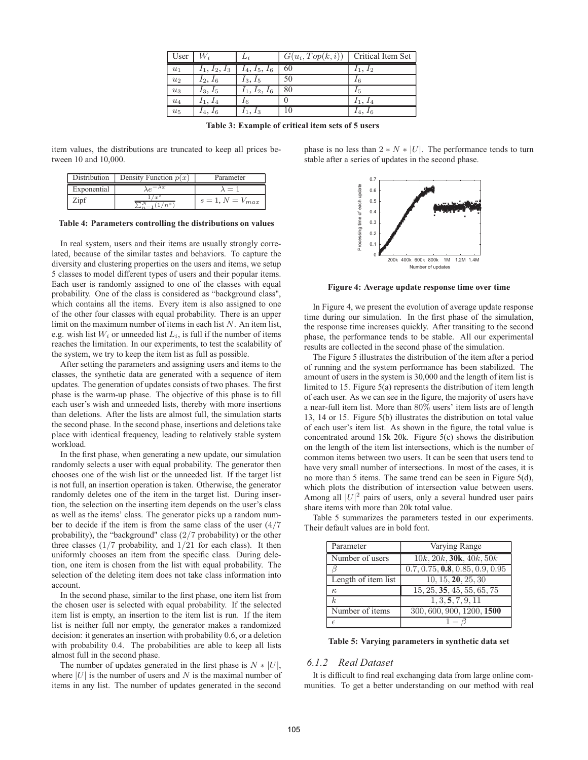| User | $W_i$ | $L_i$ | $G(u_i, Top(k,i))$ | Critical Item Set |
|---|---|---|---|---|
| $u_1$ | $I_1, I_2, I_3$ | $I_4, I_5, I_6$ | 60 | $I_1, I_2$ |
| $u_2$ | $I_2, I_6$ | $I_3, I_5$ | 50 | $I_6$ |
| $u_3$ | $I_3, I_5$ | $I_1, I_2, I_6$ | 80 | $I_5$ |
| $u_4$ | $I_1, I_4$ | $I_6$ | 0 | $I_1, I_4$ |
| $u_5$ | $I_4, I_6$ | $I_1, I_3$ | 10 | $I_4, I_6$ |

**Table 3: Example of critical item sets of 5 users**

item values, the distributions are truncated to keep all prices between 10 and 10,000.

| Distribution | Density Function $p(x)$ | Parameter |
|---|---|---|
| Exponential | $\lambda e^{-\lambda x}$ | $\lambda = 1$ |
| Zipf | $\frac{1/x^s}{\sum_{n=1}^{N}(1/n^s)}$ | $s = 1, N = V_{max}$ |

**Table 4: Parameters controlling the distributions on values**

In real system, users and their items are usually strongly correlated, because of the similar tastes and behaviors. To capture the diversity and clustering properties on the users and items, we setup 5 classes to model different types of users and their popular items. Each user is randomly assigned to one of the classes with equal probability. One of the class is considered as "background class", which contains all the items. Every item is also assigned to one of the other four classes with equal probability. There is an upper limit on the maximum number of items in each list $N$. An item list, e.g. wish list $W_i$ or unneeded list $L_i$, is full if the number of items reaches the limitation. In our experiments, to test the scalability of the system, we try to keep the item list as full as possible.

After setting the parameters and assigning users and items to the classes, the synthetic data are generated with a sequence of item updates. The generation of updates consists of two phases. The first phase is the warm-up phase. The objective of this phase is to fill each user's wish and unneeded lists, thereby with more insertions than deletions. After the lists are almost full, the simulation starts the second phase. In the second phase, insertions and deletions take place with identical frequency, leading to relatively stable system workload.

In the first phase, when generating a new update, our simulation randomly selects a user with equal probability. The generator then chooses one of the wish list or the unneeded list. If the target list is not full, an insertion operation is taken. Otherwise, the generator randomly deletes one of the item in the target list. During insertion, the selection on the inserting item depends on the user's class as well as the items' class. The generator picks up a random number to decide if the item is from the same class of the user ($4/7$ probability), the "background" class ($2/7$ probability) or the other three classes ($1/7$ probability, and $1/21$ for each class). It then uniformly chooses an item from the specific class. During deletion, one item is chosen from the list with equal probability. The selection of the deleting item does not take class information into account.

In the second phase, similar to the first phase, one item list from the chosen user is selected with equal probability. If the selected item list is empty, an insertion to the item list is run. If the item list is neither full nor empty, the generator makes a randomized decision: it generates an insertion with probability 0.6, or a deletion with probability 0.4. The probabilities are able to keep all lists almost full in the second phase.

The number of updates generated in the first phase is $N * |U|$, where $|U|$ is the number of users and $N$ is the maximal number of items in any list. The number of updates generated in the second phase is no less than $2 * N * |U|$. The performance tends to turn stable after a series of updates in the second phase.

**Figure 4: Average update response time over time**

In Figure 4, we present the evolution of average update response time during our simulation. In the first phase of the simulation, the response time increases quickly. After transiting to the second phase, the performance tends to be stable. All our experimental results are collected in the second phase of the simulation.

The Figure 5 illustrates the distribution of the item after a period of running and the system performance has been stabilized. The amount of users in the system is 30,000 and the length of item list is limited to 15. Figure 5(a) represents the distribution of item length of each user. As we can see in the figure, the majority of users have a near-full item list. More than 80% users' item lists are of length 13, 14 or 15. Figure 5(b) illustrates the distribution on total value of each user's item list. As shown in the figure, the total value is concentrated around 15k 20k. Figure 5(c) shows the distribution on the length of the item list intersections, which is the number of common items between two users. It can be seen that users tend to have very small number of intersections. In most of the cases, it is no more than 5 items. The same trend can be seen in Figure 5(d), which plots the distribution of intersection value between users. Among all $|U|^2$ pairs of users, only a several hundred user pairs share items with more than 20k total value.

Table 5 summarizes the parameters tested in our experiments. Their default values are in bold font.

| Parameter | Varying Range |
|---|---|
| Number of users | $10k, 20k,$ **30k**$, 40k, 50k$ |
| $\beta$ | $0.7, 0.75,$ **0.8**$, 0.85, 0.9, 0.95$ |
| Length of item list | $10, 15,$ **20**$, 25, 30$ |
| $\kappa$ | $15, 25,$ **35**$, 45, 55, 65, 75$ |
| $k$ | $1, 3,$ **5**$, 7, 9, 11$ |
| Number of items | $300, 600, 900, 1200,$ **1500** |
| $\epsilon$ | $1 - \beta$ |

**Table 5: Varying parameters in synthetic data set**

### 6.1.2 Real Dataset

It is difficult to find real exchanging data from large online communities. To get a better understanding on our method with real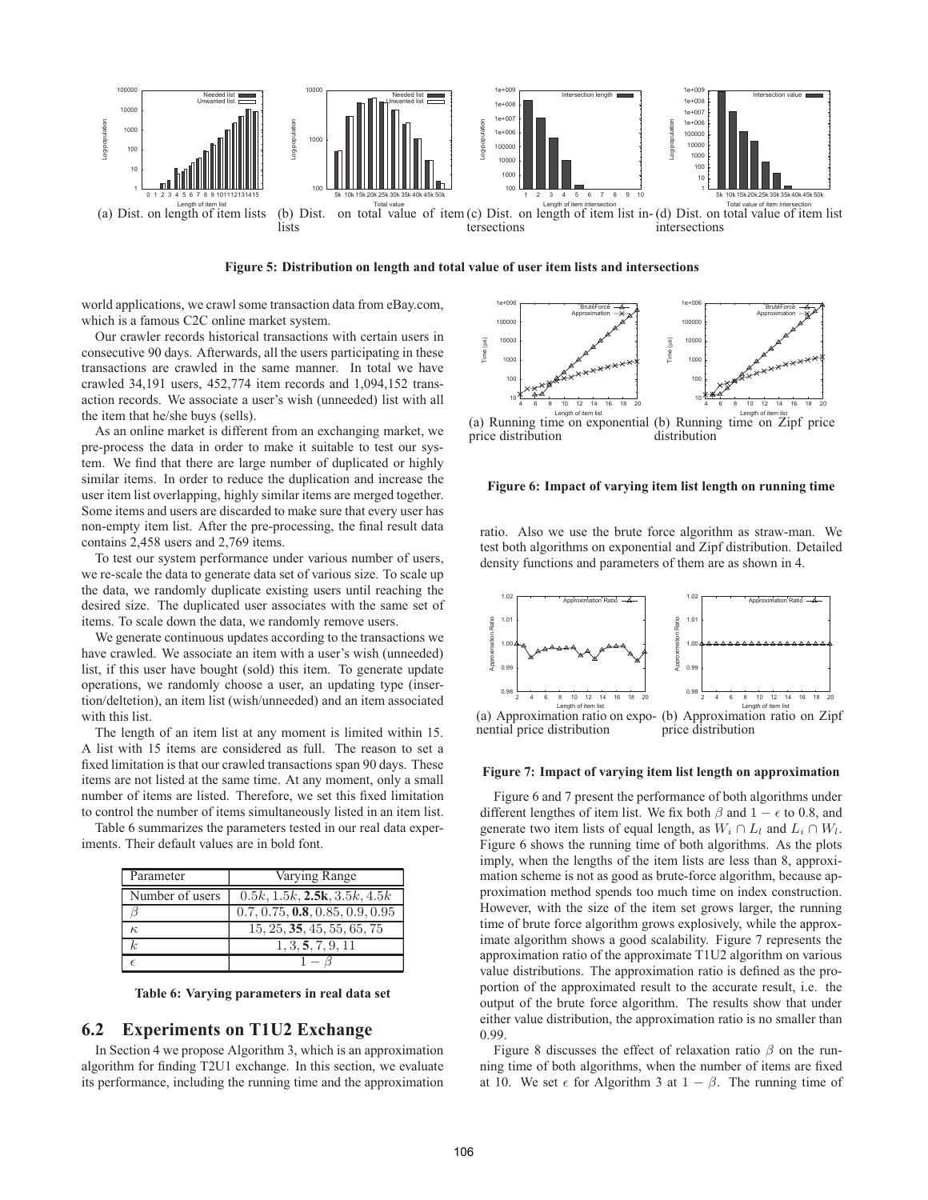(a) Dist. on length of item lists (b) Dist. on total value of item lists (c) Dist. on length of item list intersections (d) Dist. on total value of item list intersections

**Figure 5: Distribution on length and total value of user item lists and intersections**

world applications, we crawl some transaction data from eBay.com, which is a famous C2C online market system.

Our crawler records historical transactions with certain users in consecutive 90 days. Afterwards, all the users participating in these transactions are crawled in the same manner. In total we have crawled 34,191 users, 452,774 item records and 1,094,152 transaction records. We associate a user's wish (unneeded) list with all the item that he/she buys (sells).

As an online market is different from an exchanging market, we pre-process the data in order to make it suitable to test our system. We find that there are large number of duplicated or highly similar items. In order to reduce the duplication and increase the user item list overlapping, highly similar items are merged together. Some items and users are discarded to make sure that every user has non-empty item list. After the pre-processing, the final result data contains 2,458 users and 2,769 items.

To test our system performance under various number of users, we re-scale the data to generate data set of various size. To scale up the data, we randomly duplicate existing users until reaching the desired size. The duplicated user associates with the same set of items. To scale down the data, we randomly remove users.

We generate continuous updates according to the transactions we have crawled. We associate an item with a user's wish (unneeded) list, if this user have bought (sold) this item. To generate update operations, we randomly choose a user, an updating type (insertion/deltetion), an item list (wish/unneeded) and an item associated with this list.

The length of an item list at any moment is limited within 15. A list with 15 items are considered as full. The reason to set a fixed limitation is that our crawled transactions span 90 days. These items are not listed at the same time. At any moment, only a small number of items are listed. Therefore, we set this fixed limitation to control the number of items simultaneously listed in an item list.

Table 6 summarizes the parameters tested in our real data experiments. Their default values are in bold font.

| Parameter | Varying Range |
|---|---|
| Number of users | $0.5k, 1.5k, \mathbf{2.5k}, 3.5k, 4.5k$ |
| $\beta$ | $0.7, 0.75, \mathbf{0.8}, 0.85, 0.9, 0.95$ |
| $\kappa$ | $15, 25, \mathbf{35}, 45, 55, 65, 75$ |
| $k$ | $1, 3, \mathbf{5}, 7, 9, 11$ |
| $\epsilon$ | $1 - \beta$ |

**Table 6: Varying parameters in real data set**

## 6.2 Experiments on T1U2 Exchange

In Section 4 we propose Algorithm 3, which is an approximation algorithm for finding T2U1 exchange. In this section, we evaluate its performance, including the running time and the approximation ratio. Also we use the brute force algorithm as straw-man. We test both algorithms on exponential and Zipf distribution. Detailed density functions and parameters of them are as shown in 4.

(a) Running time on exponential price distribution (b) Running time on Zipf price distribution

**Figure 6: Impact of varying item list length on running time**

(a) Approximation ratio on exponential price distribution (b) Approximation ratio on Zipf price distribution

**Figure 7: Impact of varying item list length on approximation**

Figure 6 and 7 present the performance of both algorithms under different lengthes of item list. We fix both $\beta$ and $1 - \epsilon$ to 0.8, and generate two item lists of equal length, as $W_i \cap L_l$ and $L_i \cap W_l$. Figure 6 shows the running time of both algorithms. As the plots imply, when the lengths of the item lists are less than 8, approximation scheme is not as good as brute-force algorithm, because approximation method spends too much time on index construction. However, with the size of the item set grows larger, the running time of brute force algorithm grows explosively, while the approximate algorithm shows a good scalability. Figure 7 represents the approximation ratio of the approximate T1U2 algorithm on various value distributions. The approximation ratio is defined as the proportion of the approximated result to the accurate result, i.e. the output of the brute force algorithm. The results show that under either value distribution, the approximation ratio is no smaller than 0.99.

Figure 8 discusses the effect of relaxation ratio $\beta$ on the running time of both algorithms, when the number of items are fixed at 10. We set $\epsilon$ for Algorithm 3 at $1 - \beta$. The running time of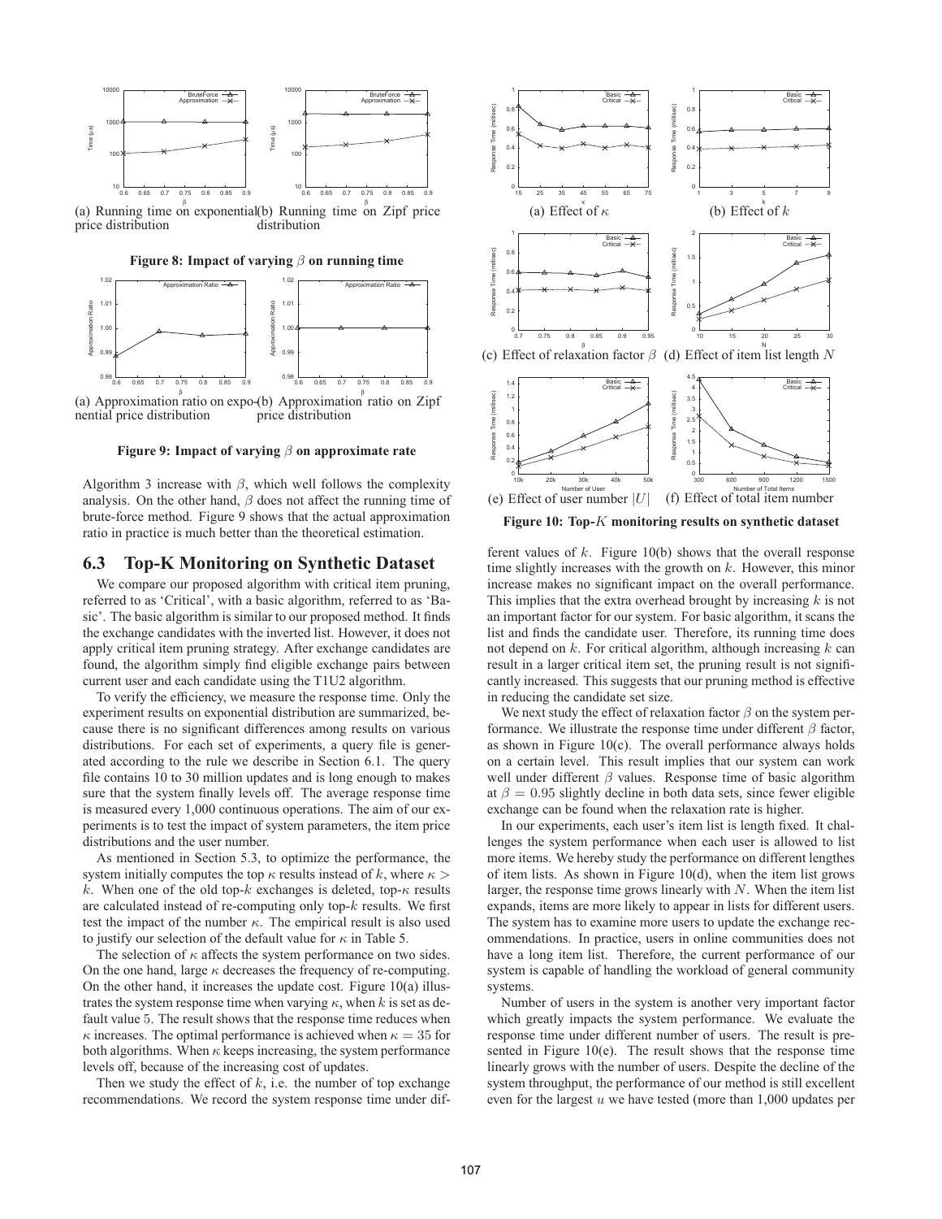(a) Running time on exponential price distribution

(b) Running time on Zipf price distribution

**Figure 8: Impact of varying $\beta$ on running time**

(a) Approximation ratio on exponential price distribution

(b) Approximation ratio on Zipf price distribution

**Figure 9: Impact of varying $\beta$ on approximate rate**

Algorithm 3 increase with $\beta$, which well follows the complexity analysis. On the other hand, $\beta$ does not affect the running time of brute-force method. Figure 9 shows that the actual approximation ratio in practice is much better than the theoretical estimation.

## 6.3 Top-K Monitoring on Synthetic Dataset

We compare our proposed algorithm with critical item pruning, referred to as 'Critical', with a basic algorithm, referred to as 'Basic'. The basic algorithm is similar to our proposed method. It finds the exchange candidates with the inverted list. However, it does not apply critical item pruning strategy. After exchange candidates are found, the algorithm simply find eligible exchange pairs between current user and each candidate using the T1U2 algorithm.

To verify the efficiency, we measure the response time. Only the experiment results on exponential distribution are summarized, because there is no significant differences among results on various distributions. For each set of experiments, a query file is generated according to the rule we describe in Section 6.1. The query file contains 10 to 30 million updates and is long enough to makes sure that the system finally levels off. The average response time is measured every 1,000 continuous operations. The aim of our experiments is to test the impact of system parameters, the item price distributions and the user number.

As mentioned in Section 5.3, to optimize the performance, the system initially computes the top $\kappa$ results instead of $k$, where $\kappa > k$. When one of the old top-$k$ exchanges is deleted, top-$\kappa$ results are calculated instead of re-computing only top-$k$ results. We first test the impact of the number $\kappa$. The empirical result is also used to justify our selection of the default value for $\kappa$ in Table 5.

The selection of $\kappa$ affects the system performance on two sides. On the one hand, large $\kappa$ decreases the frequency of re-computing. On the other hand, it increases the update cost. Figure 10(a) illustrates the system response time when varying $\kappa$, when $k$ is set as default value 5. The result shows that the response time reduces when $\kappa$ increases. The optimal performance is achieved when $\kappa = 35$ for both algorithms. When $\kappa$ keeps increasing, the system performance levels off, because of the increasing cost of updates.

Then we study the effect of $k$, i.e. the number of top exchange recommendations. We record the system response time under different values of $k$. Figure 10(b) shows that the overall response time slightly increases with the growth on $k$. However, this minor increase makes no significant impact on the overall performance. This implies that the extra overhead brought by increasing $k$ is not an important factor for our system. For basic algorithm, it scans the list and finds the candidate user. Therefore, its running time does not depend on $k$. For critical algorithm, although increasing $k$ can result in a larger critical item set, the pruning result is not significantly increased. This suggests that our pruning method is effective in reducing the candidate set size.

(a) Effect of $\kappa$

(b) Effect of $k$

(c) Effect of relaxation factor $\beta$

(d) Effect of item list length $N$

(e) Effect of user number $|U|$

(f) Effect of total item number

**Figure 10: Top-$K$ monitoring results on synthetic dataset**

We next study the effect of relaxation factor $\beta$ on the system performance. We illustrate the response time under different $\beta$ factor, as shown in Figure 10(c). The overall performance always holds on a certain level. This result implies that our system can work well under different $\beta$ values. Response time of basic algorithm at $\beta = 0.95$ slightly decline in both data sets, since fewer eligible exchange can be found when the relaxation rate is higher.

In our experiments, each user's item list is length fixed. It challenges the system performance when each user is allowed to list more items. We hereby study the performance on different lengthes of item lists. As shown in Figure 10(d), when the item list grows larger, the response time grows linearly with $N$. When the item list expands, items are more likely to appear in lists for different users. The system has to examine more users to update the exchange recommendations. In practice, users in online communities does not have a long item list. Therefore, the current performance of our system is capable of handling the workload of general community systems.

Number of users in the system is another very important factor which greatly impacts the system performance. We evaluate the response time under different number of users. The result is presented in Figure 10(e). The result shows that the response time linearly grows with the number of users. Despite the decline of the system throughput, the performance of our method is still excellent even for the largest $u$ we have tested (more than 1,000 updates per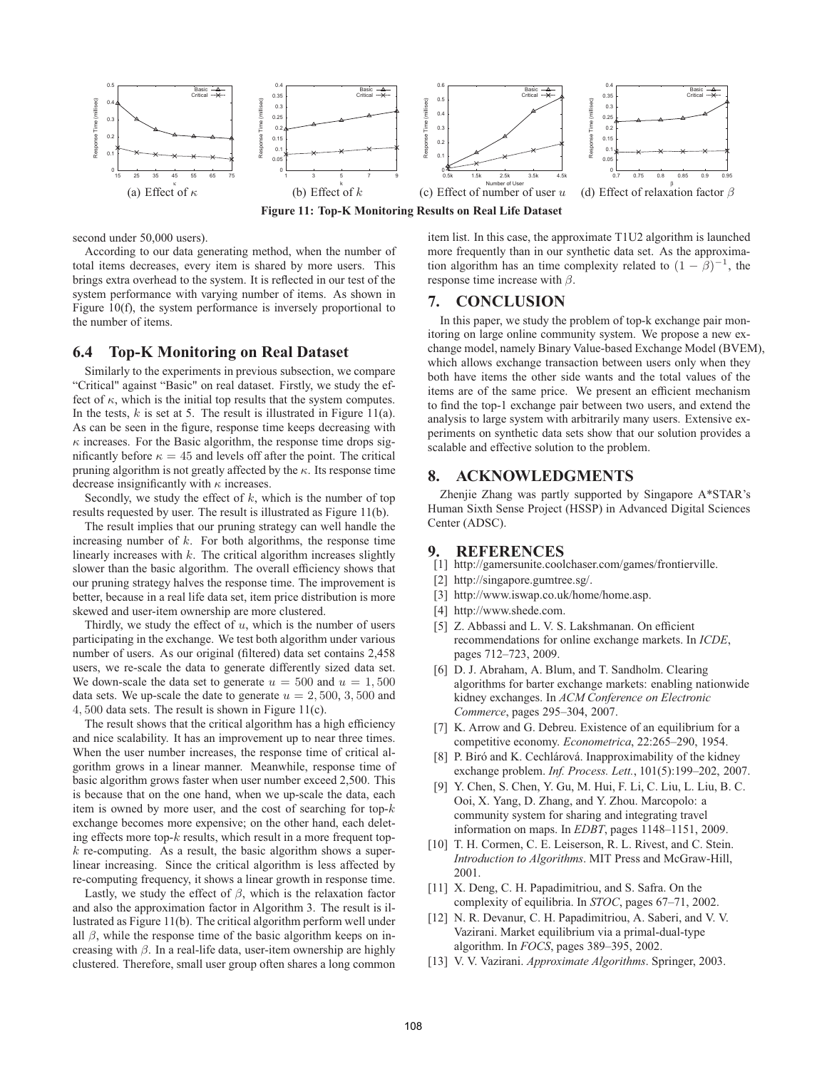0.5
0.4
0.3
0.2
0.1
0
15 25 35 45 55 65 75
κ
Response Time (millisec)
Basic
Critical

(a) Effect of $\kappa$

0.4
0.35
0.3
0.25
0.2
0.15
0.1
0.05
0
1 3 5 7 9
k
Response Time (millisec)
Basic
Critical

(b) Effect of $k$

0.6
0.5
0.4
0.3
0.2
0.1
0
0.5k 1.5k 2.5k 3.5k 4.5k
Number of User
Response Time (millisec)
Basic
Critical

(c) Effect of number of user $u$

0.4
0.35
0.3
0.25
0.2
0.15
0.1
0.05
0
0.7 0.75 0.8 0.85 0.9 0.95
β
Response Time (millisec)
Basic
Critical

(d) Effect of relaxation factor $\beta$

**Figure 11: Top-K Monitoring Results on Real Life Dataset**

second under 50,000 users).

According to our data generating method, when the number of total items decreases, every item is shared by more users. This brings extra overhead to the system. It is reflected in our test of the system performance with varying number of items. As shown in Figure 10(f), the system performance is inversely proportional to the number of items.

## 6.4 Top-K Monitoring on Real Dataset

Similarly to the experiments in previous subsection, we compare "Critical" against "Basic" on real dataset. Firstly, we study the effect of $\kappa$, which is the initial top results that the system computes. In the tests, $k$ is set at 5. The result is illustrated in Figure 11(a). As can be seen in the figure, response time keeps decreasing with $\kappa$ increases. For the Basic algorithm, the response time drops significantly before $\kappa = 45$ and levels off after the point. The critical pruning algorithm is not greatly affected by the $\kappa$. Its response time decrease insignificantly with $\kappa$ increases.

Secondly, we study the effect of $k$, which is the number of top results requested by user. The result is illustrated as Figure 11(b).

The result implies that our pruning strategy can well handle the increasing number of $k$. For both algorithms, the response time linearly increases with $k$. The critical algorithm increases slightly slower than the basic algorithm. The overall efficiency shows that our pruning strategy halves the response time. The improvement is better, because in a real life data set, item price distribution is more skewed and user-item ownership are more clustered.

Thirdly, we study the effect of $u$, which is the number of users participating in the exchange. We test both algorithm under various number of users. As our original (filtered) data set contains 2,458 users, we re-scale the data to generate differently sized data set. We down-scale the data set to generate $u = 500$ and $u = 1,500$ data sets. We up-scale the date to generate $u = 2,500$, $3,500$ and $4,500$ data sets. The result is shown in Figure 11(c).

The result shows that the critical algorithm has a high efficiency and nice scalability. It has an improvement up to near three times. When the user number increases, the response time of critical algorithm grows in a linear manner. Meanwhile, response time of basic algorithm grows faster when user number exceed 2,500. This is because that on the one hand, when we up-scale the data, each item is owned by more user, and the cost of searching for top-$k$ exchange becomes more expensive; on the other hand, each deleting effects more top-$k$ results, which result in a more frequent top-$k$ re-computing. As a result, the basic algorithm shows a super-linear increasing. Since the critical algorithm is less affected by re-computing frequency, it shows a linear growth in response time.

Lastly, we study the effect of $\beta$, which is the relaxation factor and also the approximation factor in Algorithm 3. The result is illustrated as Figure 11(b). The critical algorithm perform well under all $\beta$, while the response time of the basic algorithm keeps on increasing with $\beta$. In a real-life data, user-item ownership are highly clustered. Therefore, small user group often shares a long common item list. In this case, the approximate T1U2 algorithm is launched more frequently than in our synthetic data set. As the approximation algorithm has an time complexity related to $(1 - \beta)^{-1}$, the response time increase with $\beta$.

## 7. CONCLUSION

In this paper, we study the problem of top-k exchange pair monitoring on large online community system. We propose a new exchange model, namely Binary Value-based Exchange Model (BVEM), which allows exchange transaction between users only when they both have items the other side wants and the total values of the items are of the same price. We present an efficient mechanism to find the top-1 exchange pair between two users, and extend the analysis to large system with arbitrarily many users. Extensive experiments on synthetic data sets show that our solution provides a scalable and effective solution to the problem.

## 8. ACKNOWLEDGMENTS

Zhenjie Zhang was partly supported by Singapore A*STAR's Human Sixth Sense Project (HSSP) in Advanced Digital Sciences Center (ADSC).

## 9. REFERENCES

[1] http://gamersunite.coolchaser.com/games/frontierville.

[2] http://singapore.gumtree.sg/.

[3] http://www.iswap.co.uk/home/home.asp.

[4] http://www.shede.com.

[5] Z. Abbassi and L. V. S. Lakshmanan. On efficient recommendations for online exchange markets. In *ICDE*, pages 712–723, 2009.

[6] D. J. Abraham, A. Blum, and T. Sandholm. Clearing algorithms for barter exchange markets: enabling nationwide kidney exchanges. In *ACM Conference on Electronic Commerce*, pages 295–304, 2007.

[7] K. Arrow and G. Debreu. Existence of an equilibrium for a competitive economy. *Econometrica*, 22:265–290, 1954.

[8] P. Biró and K. Cechlárová. Inapproximability of the kidney exchange problem. *Inf. Process. Lett.*, 101(5):199–202, 2007.

[9] Y. Chen, S. Chen, Y. Gu, M. Hui, F. Li, C. Liu, L. Liu, B. C. Ooi, X. Yang, D. Zhang, and Y. Zhou. Marcopolo: a community system for sharing and integrating travel information on maps. In *EDBT*, pages 1148–1151, 2009.

[10] T. H. Cormen, C. E. Leiserson, R. L. Rivest, and C. Stein. *Introduction to Algorithms*. MIT Press and McGraw-Hill, 2001.

[11] X. Deng, C. H. Papadimitriou, and S. Safra. On the complexity of equilibria. In *STOC*, pages 67–71, 2002.

[12] N. R. Devanur, C. H. Papadimitriou, A. Saberi, and V. V. Vazirani. Market equilibrium via a primal-dual-type algorithm. In *FOCS*, pages 389–395, 2002.

[13] V. V. Vazirani. *Approximate Algorithms*. Springer, 2003.